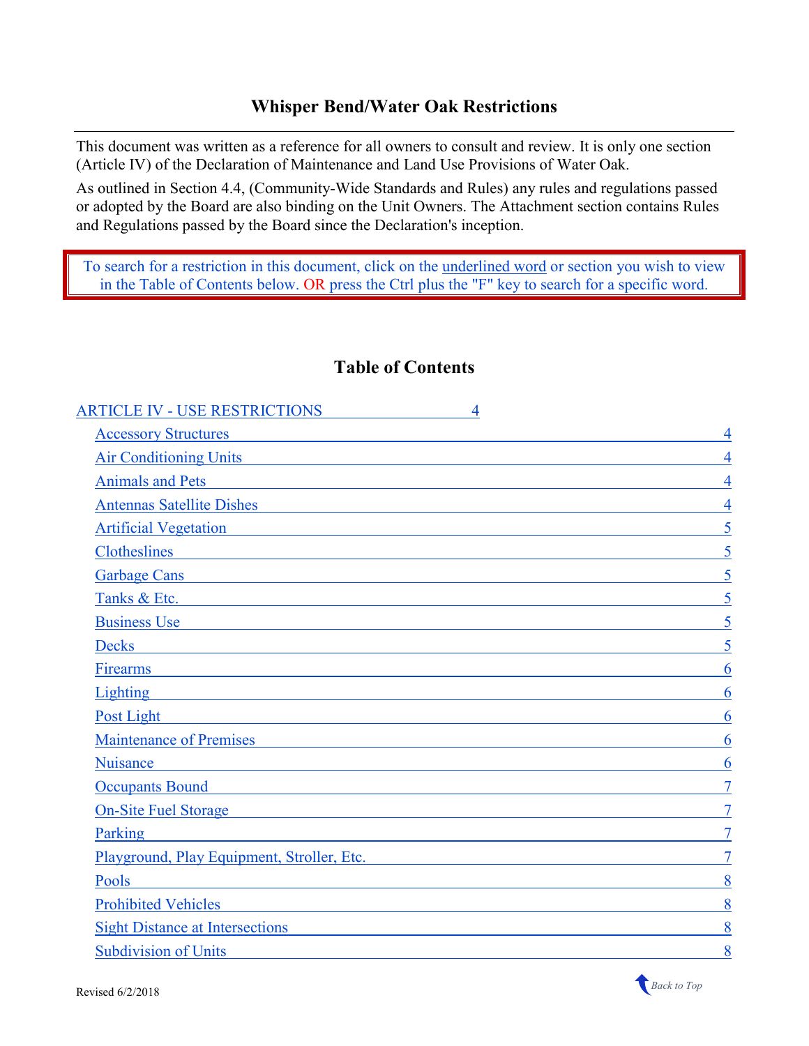# Whisper Bend/Water Oak Restrictions

This document was written as a reference for all owners to consult and review. It is only one section (Article IV) of the Declaration of Maintenance and Land Use Provisions of Water Oak.

As outlined in Section 4.4, (Community-Wide Standards and Rules) any rules and regulations passed or adopted by the Board are also binding on the Unit Owners. The Attachment section contains Rules and Regulations passed by the Board since the Declaration's inception.

To search for a restriction in this document, click on the underlined word or section you wish to view in the Table of Contents below. OR press the Ctrl plus the "F" key to search for a specific word.

## Table of Contents

| | |
|---|---|
| ARTICLE IV - USE RESTRICTIONS | 4 |
| Accessory Structures | 4 |
| Air Conditioning Units | 4 |
| Animals and Pets | 4 |
| Antennas Satellite Dishes | 4 |
| Artificial Vegetation | 5 |
| Clotheslines | 5 |
| Garbage Cans | 5 |
| Tanks & Etc. | 5 |
| Business Use | 5 |
| Decks | 5 |
| Firearms | 6 |
| Lighting | 6 |
| Post Light | 6 |
| Maintenance of Premises | 6 |
| Nuisance | 6 |
| Occupants Bound | 7 |
| On-Site Fuel Storage | 7 |
| Parking | 7 |
| Playground, Play Equipment, Stroller, Etc. | 7 |
| Pools | 8 |
| Prohibited Vehicles | 8 |
| Sight Distance at Intersections | 8 |
| Subdivision of Units | 8 |

Revised 6/2/2018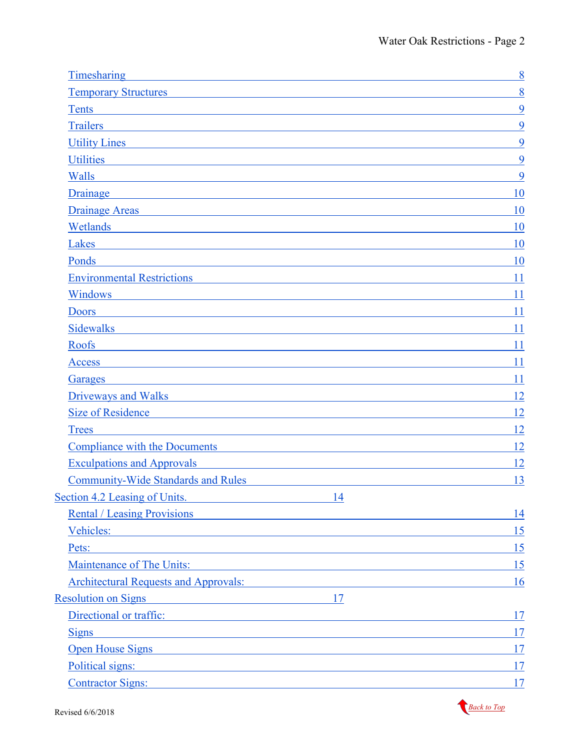- Timesharing 8
- Temporary Structures 8
- Tents 9
- Trailers 9
- Utility Lines 9
- Utilities 9
- Walls 9
- Drainage 10
- Drainage Areas 10
- Wetlands 10
- Lakes 10
- Ponds 10
- Environmental Restrictions 11
- Windows 11
- Doors 11
- Sidewalks 11
- Roofs 11
- Access 11
- Garages 11
- Driveways and Walks 12
- Size of Residence 12
- Trees 12
- Compliance with the Documents 12
- Exculpations and Approvals 12
- Community-Wide Standards and Rules 13

Section 4.2 Leasing of Units. 14

- Rental / Leasing Provisions 14
- Vehicles: 15
- Pets: 15
- Maintenance of The Units: 15
- Architectural Requests and Approvals: 16

Resolution on Signs 17

- Directional or traffic: 17
- Signs 17
- Open House Signs 17
- Political signs: 17
- Contractor Signs: 17

Revised 6/6/2018

Back to Top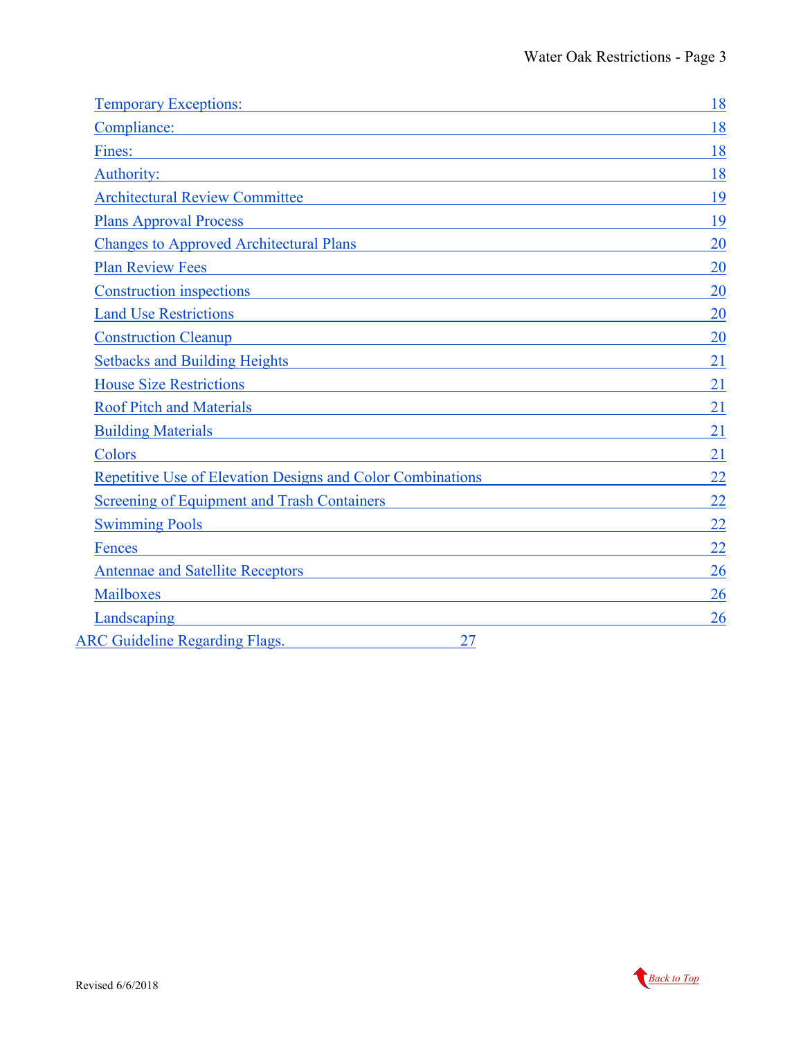- Temporary Exceptions: 18
- Compliance: 18
- Fines: 18
- Authority: 18
- Architectural Review Committee 19
- Plans Approval Process 19
- Changes to Approved Architectural Plans 20
- Plan Review Fees 20
- Construction inspections 20
- Land Use Restrictions 20
- Construction Cleanup 20
- Setbacks and Building Heights 21
- House Size Restrictions 21
- Roof Pitch and Materials 21
- Building Materials 21
- Colors 21
- Repetitive Use of Elevation Designs and Color Combinations 22
- Screening of Equipment and Trash Containers 22
- Swimming Pools 22
- Fences 22
- Antennae and Satellite Receptors 26
- Mailboxes 26
- Landscaping 26

ARC Guideline Regarding Flags. 27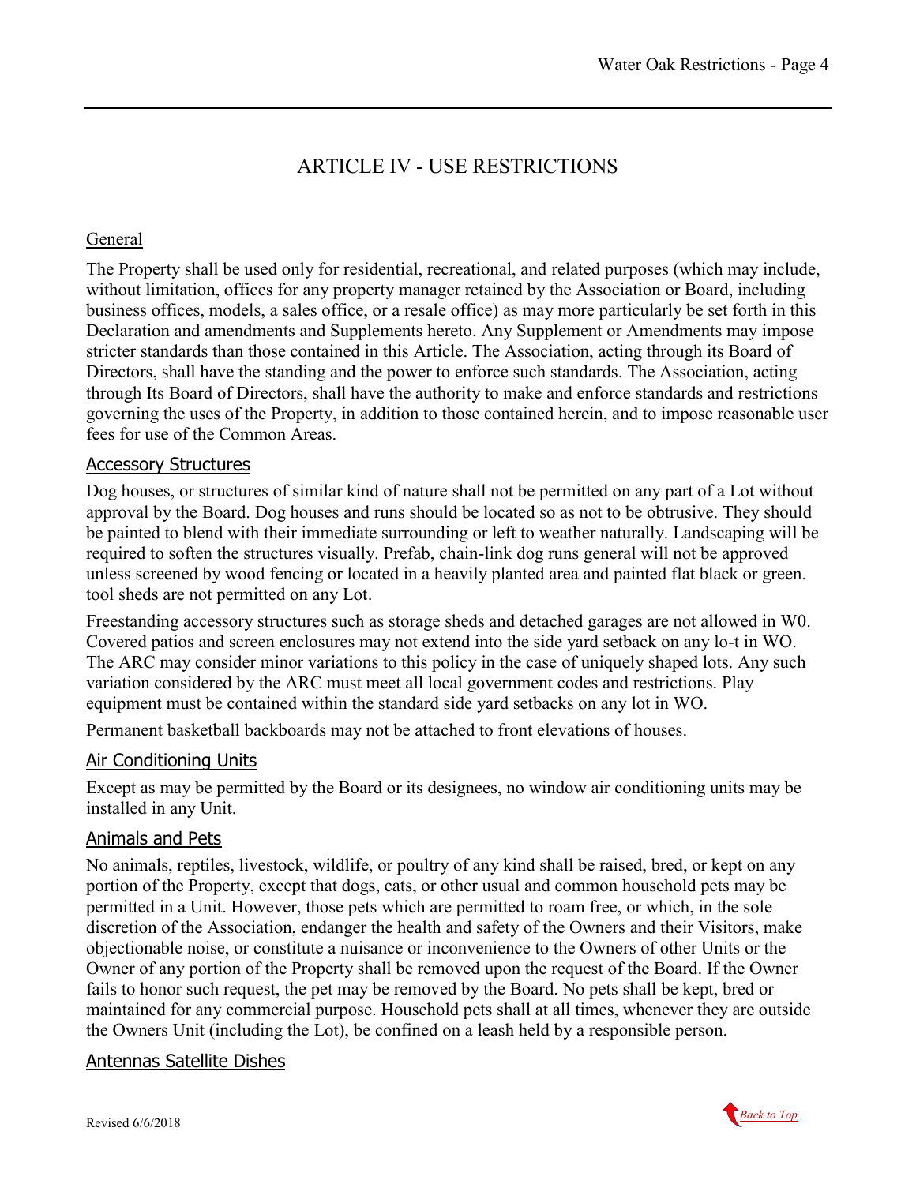# ARTICLE IV - USE RESTRICTIONS

## General

The Property shall be used only for residential, recreational, and related purposes (which may include, without limitation, offices for any property manager retained by the Association or Board, including business offices, models, a sales office, or a resale office) as may more particularly be set forth in this Declaration and amendments and Supplements hereto. Any Supplement or Amendments may impose stricter standards than those contained in this Article. The Association, acting through its Board of Directors, shall have the standing and the power to enforce such standards. The Association, acting through Its Board of Directors, shall have the authority to make and enforce standards and restrictions governing the uses of the Property, in addition to those contained herein, and to impose reasonable user fees for use of the Common Areas.

## Accessory Structures

Dog houses, or structures of similar kind of nature shall not be permitted on any part of a Lot without approval by the Board. Dog houses and runs should be located so as not to be obtrusive. They should be painted to blend with their immediate surrounding or left to weather naturally. Landscaping will be required to soften the structures visually. Prefab, chain-link dog runs general will not be approved unless screened by wood fencing or located in a heavily planted area and painted flat black or green. tool sheds are not permitted on any Lot.

Freestanding accessory structures such as storage sheds and detached garages are not allowed in W0. Covered patios and screen enclosures may not extend into the side yard setback on any lo-t in WO. The ARC may consider minor variations to this policy in the case of uniquely shaped lots. Any such variation considered by the ARC must meet all local government codes and restrictions. Play equipment must be contained within the standard side yard setbacks on any lot in WO.

Permanent basketball backboards may not be attached to front elevations of houses.

## Air Conditioning Units

Except as may be permitted by the Board or its designees, no window air conditioning units may be installed in any Unit.

## Animals and Pets

No animals, reptiles, livestock, wildlife, or poultry of any kind shall be raised, bred, or kept on any portion of the Property, except that dogs, cats, or other usual and common household pets may be permitted in a Unit. However, those pets which are permitted to roam free, or which, in the sole discretion of the Association, endanger the health and safety of the Owners and their Visitors, make objectionable noise, or constitute a nuisance or inconvenience to the Owners of other Units or the Owner of any portion of the Property shall be removed upon the request of the Board. If the Owner fails to honor such request, the pet may be removed by the Board. No pets shall be kept, bred or maintained for any commercial purpose. Household pets shall at all times, whenever they are outside the Owners Unit (including the Lot), be confined on a leash held by a responsible person.

## Antennas Satellite Dishes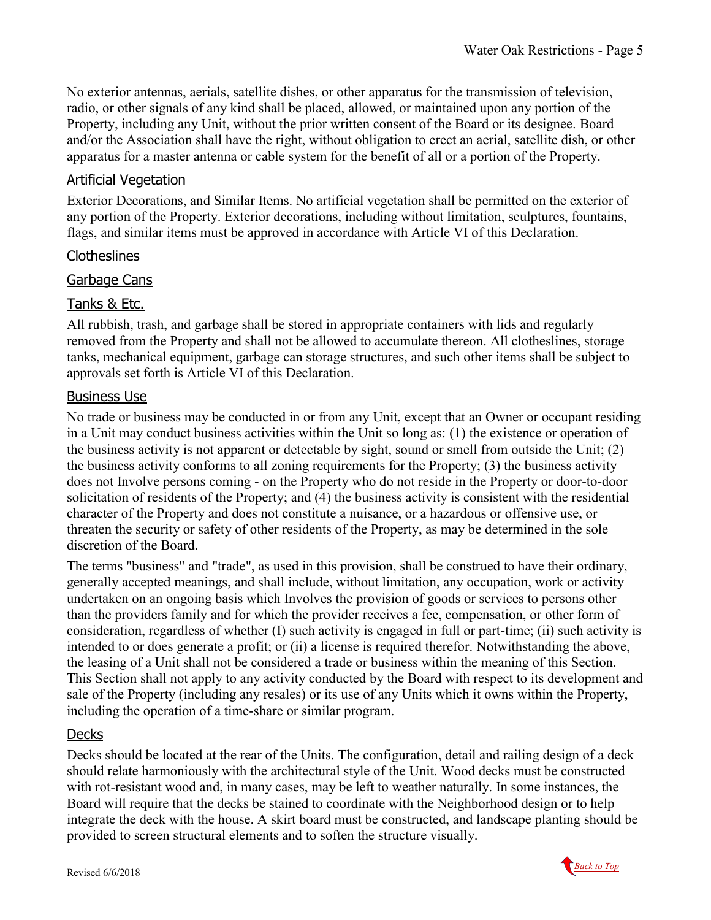No exterior antennas, aerials, satellite dishes, or other apparatus for the transmission of television, radio, or other signals of any kind shall be placed, allowed, or maintained upon any portion of the Property, including any Unit, without the prior written consent of the Board or its designee. Board and/or the Association shall have the right, without obligation to erect an aerial, satellite dish, or other apparatus for a master antenna or cable system for the benefit of all or a portion of the Property.

## Artificial Vegetation

Exterior Decorations, and Similar Items. No artificial vegetation shall be permitted on the exterior of any portion of the Property. Exterior decorations, including without limitation, sculptures, fountains, flags, and similar items must be approved in accordance with Article VI of this Declaration.

## Clotheslines

## Garbage Cans

## Tanks & Etc.

All rubbish, trash, and garbage shall be stored in appropriate containers with lids and regularly removed from the Property and shall not be allowed to accumulate thereon. All clotheslines, storage tanks, mechanical equipment, garbage can storage structures, and such other items shall be subject to approvals set forth is Article VI of this Declaration.

## Business Use

No trade or business may be conducted in or from any Unit, except that an Owner or occupant residing in a Unit may conduct business activities within the Unit so long as: (1) the existence or operation of the business activity is not apparent or detectable by sight, sound or smell from outside the Unit; (2) the business activity conforms to all zoning requirements for the Property; (3) the business activity does not Involve persons coming - on the Property who do not reside in the Property or door-to-door solicitation of residents of the Property; and (4) the business activity is consistent with the residential character of the Property and does not constitute a nuisance, or a hazardous or offensive use, or threaten the security or safety of other residents of the Property, as may be determined in the sole discretion of the Board.

The terms "business" and "trade", as used in this provision, shall be construed to have their ordinary, generally accepted meanings, and shall include, without limitation, any occupation, work or activity undertaken on an ongoing basis which Involves the provision of goods or services to persons other than the providers family and for which the provider receives a fee, compensation, or other form of consideration, regardless of whether (I) such activity is engaged in full or part-time; (ii) such activity is intended to or does generate a profit; or (ii) a license is required therefor. Notwithstanding the above, the leasing of a Unit shall not be considered a trade or business within the meaning of this Section. This Section shall not apply to any activity conducted by the Board with respect to its development and sale of the Property (including any resales) or its use of any Units which it owns within the Property, including the operation of a time-share or similar program.

## Decks

Decks should be located at the rear of the Units. The configuration, detail and railing design of a deck should relate harmoniously with the architectural style of the Unit. Wood decks must be constructed with rot-resistant wood and, in many cases, may be left to weather naturally. In some instances, the Board will require that the decks be stained to coordinate with the Neighborhood design or to help integrate the deck with the house. A skirt board must be constructed, and landscape planting should be provided to screen structural elements and to soften the structure visually.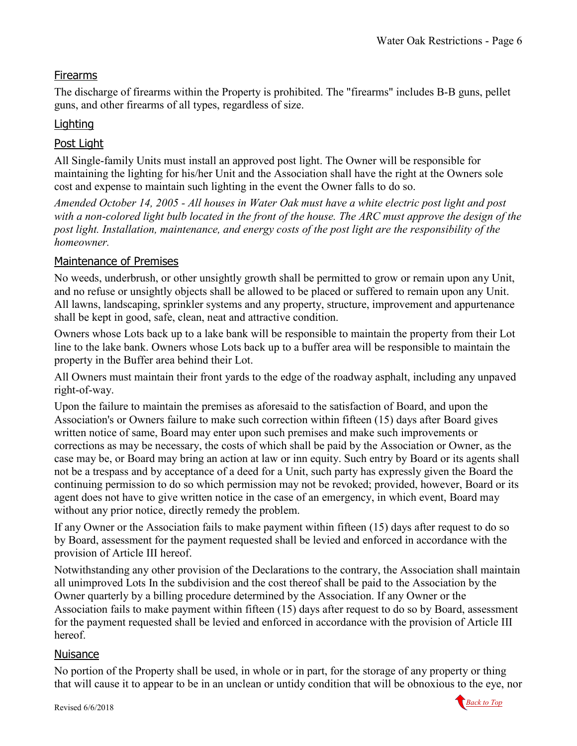## Firearms

The discharge of firearms within the Property is prohibited. The "firearms" includes B-B guns, pellet guns, and other firearms of all types, regardless of size.

## Lighting

## Post Light

All Single-family Units must install an approved post light. The Owner will be responsible for maintaining the lighting for his/her Unit and the Association shall have the right at the Owners sole cost and expense to maintain such lighting in the event the Owner falls to do so.

*Amended October 14, 2005 - All houses in Water Oak must have a white electric post light and post with a non-colored light bulb located in the front of the house. The ARC must approve the design of the post light. Installation, maintenance, and energy costs of the post light are the responsibility of the homeowner.*

## Maintenance of Premises

No weeds, underbrush, or other unsightly growth shall be permitted to grow or remain upon any Unit, and no refuse or unsightly objects shall be allowed to be placed or suffered to remain upon any Unit. All lawns, landscaping, sprinkler systems and any property, structure, improvement and appurtenance shall be kept in good, safe, clean, neat and attractive condition.

Owners whose Lots back up to a lake bank will be responsible to maintain the property from their Lot line to the lake bank. Owners whose Lots back up to a buffer area will be responsible to maintain the property in the Buffer area behind their Lot.

All Owners must maintain their front yards to the edge of the roadway asphalt, including any unpaved right-of-way.

Upon the failure to maintain the premises as aforesaid to the satisfaction of Board, and upon the Association's or Owners failure to make such correction within fifteen (15) days after Board gives written notice of same, Board may enter upon such premises and make such improvements or corrections as may be necessary, the costs of which shall be paid by the Association or Owner, as the case may be, or Board may bring an action at law or inn equity. Such entry by Board or its agents shall not be a trespass and by acceptance of a deed for a Unit, such party has expressly given the Board the continuing permission to do so which permission may not be revoked; provided, however, Board or its agent does not have to give written notice in the case of an emergency, in which event, Board may without any prior notice, directly remedy the problem.

If any Owner or the Association fails to make payment within fifteen (15) days after request to do so by Board, assessment for the payment requested shall be levied and enforced in accordance with the provision of Article III hereof.

Notwithstanding any other provision of the Declarations to the contrary, the Association shall maintain all unimproved Lots In the subdivision and the cost thereof shall be paid to the Association by the Owner quarterly by a billing procedure determined by the Association. If any Owner or the Association fails to make payment within fifteen (15) days after request to do so by Board, assessment for the payment requested shall be levied and enforced in accordance with the provision of Article III hereof.

## Nuisance

No portion of the Property shall be used, in whole or in part, for the storage of any property or thing that will cause it to appear to be in an unclean or untidy condition that will be obnoxious to the eye, nor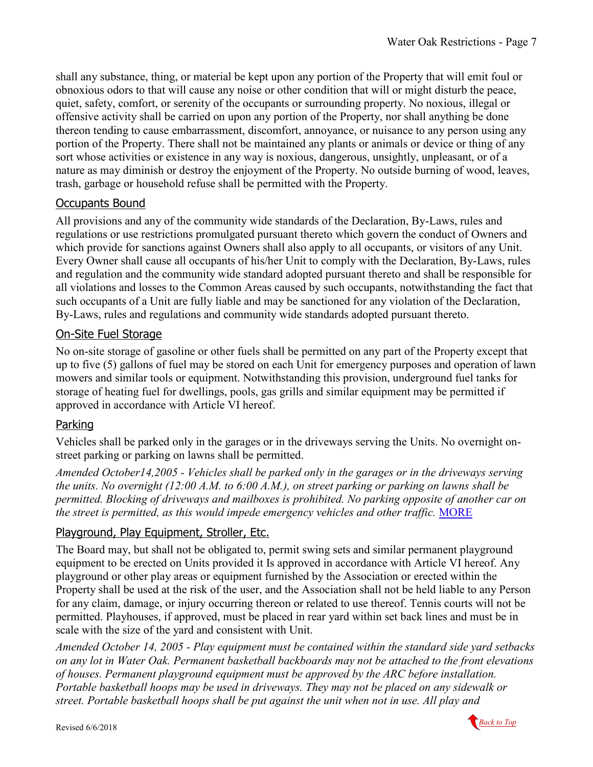shall any substance, thing, or material be kept upon any portion of the Property that will emit foul or obnoxious odors to that will cause any noise or other condition that will or might disturb the peace, quiet, safety, comfort, or serenity of the occupants or surrounding property. No noxious, illegal or offensive activity shall be carried on upon any portion of the Property, nor shall anything be done thereon tending to cause embarrassment, discomfort, annoyance, or nuisance to any person using any portion of the Property. There shall not be maintained any plants or animals or device or thing of any sort whose activities or existence in any way is noxious, dangerous, unsightly, unpleasant, or of a nature as may diminish or destroy the enjoyment of the Property. No outside burning of wood, leaves, trash, garbage or household refuse shall be permitted with the Property.

## Occupants Bound

All provisions and any of the community wide standards of the Declaration, By-Laws, rules and regulations or use restrictions promulgated pursuant thereto which govern the conduct of Owners and which provide for sanctions against Owners shall also apply to all occupants, or visitors of any Unit. Every Owner shall cause all occupants of his/her Unit to comply with the Declaration, By-Laws, rules and regulation and the community wide standard adopted pursuant thereto and shall be responsible for all violations and losses to the Common Areas caused by such occupants, notwithstanding the fact that such occupants of a Unit are fully liable and may be sanctioned for any violation of the Declaration, By-Laws, rules and regulations and community wide standards adopted pursuant thereto.

## On-Site Fuel Storage

No on-site storage of gasoline or other fuels shall be permitted on any part of the Property except that up to five (5) gallons of fuel may be stored on each Unit for emergency purposes and operation of lawn mowers and similar tools or equipment. Notwithstanding this provision, underground fuel tanks for storage of heating fuel for dwellings, pools, gas grills and similar equipment may be permitted if approved in accordance with Article VI hereof.

## Parking

Vehicles shall be parked only in the garages or in the driveways serving the Units. No overnight on-street parking or parking on lawns shall be permitted.

*Amended October14,2005 - Vehicles shall be parked only in the garages or in the driveways serving the units. No overnight (12:00 A.M. to 6:00 A.M.), on street parking or parking on lawns shall be permitted. Blocking of driveways and mailboxes is prohibited. No parking opposite of another car on the street is permitted, as this would impede emergency vehicles and other traffic.* MORE

## Playground, Play Equipment, Stroller, Etc.

The Board may, but shall not be obligated to, permit swing sets and similar permanent playground equipment to be erected on Units provided it Is approved in accordance with Article VI hereof. Any playground or other play areas or equipment furnished by the Association or erected within the Property shall be used at the risk of the user, and the Association shall not be held liable to any Person for any claim, damage, or injury occurring thereon or related to use thereof. Tennis courts will not be permitted. Playhouses, if approved, must be placed in rear yard within set back lines and must be in scale with the size of the yard and consistent with Unit.

*Amended October 14, 2005 - Play equipment must be contained within the standard side yard setbacks on any lot in Water Oak. Permanent basketball backboards may not be attached to the front elevations of houses. Permanent playground equipment must be approved by the ARC before installation. Portable basketball hoops may be used in driveways. They may not be placed on any sidewalk or street. Portable basketball hoops shall be put against the unit when not in use. All play and*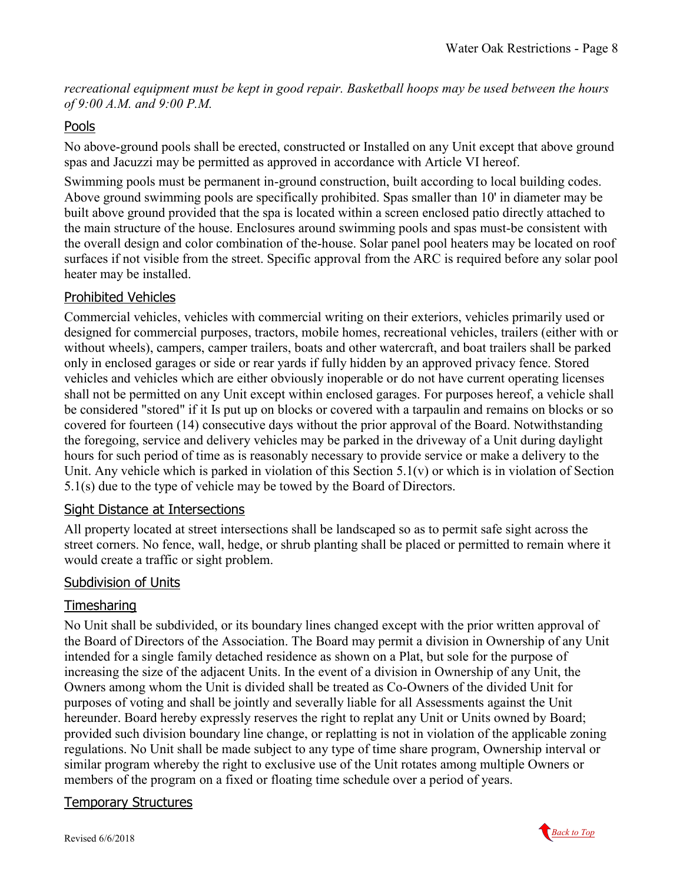*recreational equipment must be kept in good repair. Basketball hoops may be used between the hours of 9:00 A.M. and 9:00 P.M.*

## Pools

No above-ground pools shall be erected, constructed or Installed on any Unit except that above ground spas and Jacuzzi may be permitted as approved in accordance with Article VI hereof.

Swimming pools must be permanent in-ground construction, built according to local building codes. Above ground swimming pools are specifically prohibited. Spas smaller than 10' in diameter may be built above ground provided that the spa is located within a screen enclosed patio directly attached to the main structure of the house. Enclosures around swimming pools and spas must-be consistent with the overall design and color combination of the-house. Solar panel pool heaters may be located on roof surfaces if not visible from the street. Specific approval from the ARC is required before any solar pool heater may be installed.

## Prohibited Vehicles

Commercial vehicles, vehicles with commercial writing on their exteriors, vehicles primarily used or designed for commercial purposes, tractors, mobile homes, recreational vehicles, trailers (either with or without wheels), campers, camper trailers, boats and other watercraft, and boat trailers shall be parked only in enclosed garages or side or rear yards if fully hidden by an approved privacy fence. Stored vehicles and vehicles which are either obviously inoperable or do not have current operating licenses shall not be permitted on any Unit except within enclosed garages. For purposes hereof, a vehicle shall be considered "stored" if it Is put up on blocks or covered with a tarpaulin and remains on blocks or so covered for fourteen (14) consecutive days without the prior approval of the Board. Notwithstanding the foregoing, service and delivery vehicles may be parked in the driveway of a Unit during daylight hours for such period of time as is reasonably necessary to provide service or make a delivery to the Unit. Any vehicle which is parked in violation of this Section 5.1(v) or which is in violation of Section 5.1(s) due to the type of vehicle may be towed by the Board of Directors.

## Sight Distance at Intersections

All property located at street intersections shall be landscaped so as to permit safe sight across the street corners. No fence, wall, hedge, or shrub planting shall be placed or permitted to remain where it would create a traffic or sight problem.

## Subdivision of Units

## Timesharing

No Unit shall be subdivided, or its boundary lines changed except with the prior written approval of the Board of Directors of the Association. The Board may permit a division in Ownership of any Unit intended for a single family detached residence as shown on a Plat, but sole for the purpose of increasing the size of the adjacent Units. In the event of a division in Ownership of any Unit, the Owners among whom the Unit is divided shall be treated as Co-Owners of the divided Unit for purposes of voting and shall be jointly and severally liable for all Assessments against the Unit hereunder. Board hereby expressly reserves the right to replat any Unit or Units owned by Board; provided such division boundary line change, or replatting is not in violation of the applicable zoning regulations. No Unit shall be made subject to any type of time share program, Ownership interval or similar program whereby the right to exclusive use of the Unit rotates among multiple Owners or members of the program on a fixed or floating time schedule over a period of years.

## Temporary Structures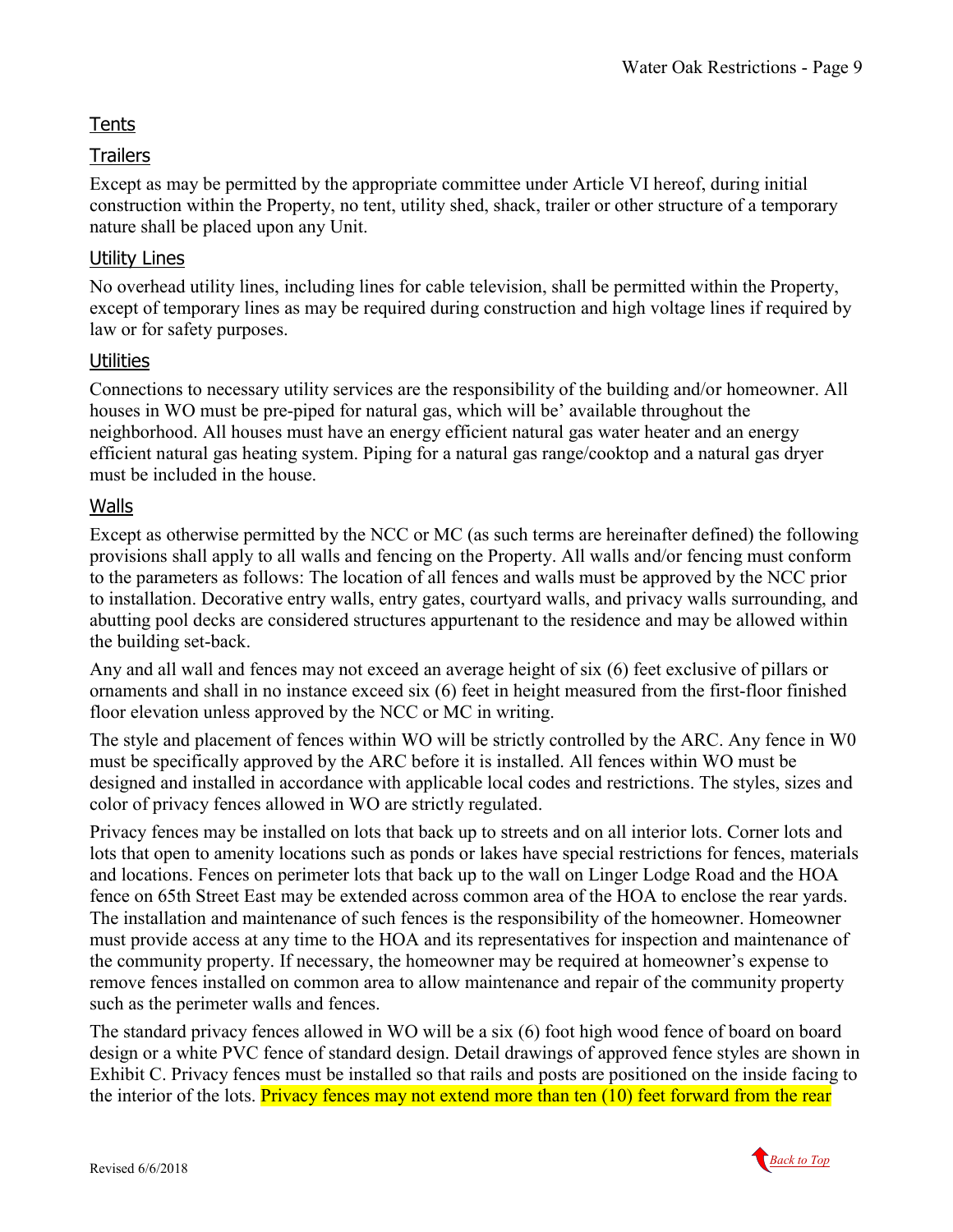## Tents

## Trailers

Except as may be permitted by the appropriate committee under Article VI hereof, during initial construction within the Property, no tent, utility shed, shack, trailer or other structure of a temporary nature shall be placed upon any Unit.

## Utility Lines

No overhead utility lines, including lines for cable television, shall be permitted within the Property, except of temporary lines as may be required during construction and high voltage lines if required by law or for safety purposes.

## Utilities

Connections to necessary utility services are the responsibility of the building and/or homeowner. All houses in WO must be pre-piped for natural gas, which will be' available throughout the neighborhood. All houses must have an energy efficient natural gas water heater and an energy efficient natural gas heating system. Piping for a natural gas range/cooktop and a natural gas dryer must be included in the house.

## Walls

Except as otherwise permitted by the NCC or MC (as such terms are hereinafter defined) the following provisions shall apply to all walls and fencing on the Property. All walls and/or fencing must conform to the parameters as follows: The location of all fences and walls must be approved by the NCC prior to installation. Decorative entry walls, entry gates, courtyard walls, and privacy walls surrounding, and abutting pool decks are considered structures appurtenant to the residence and may be allowed within the building set-back.

Any and all wall and fences may not exceed an average height of six (6) feet exclusive of pillars or ornaments and shall in no instance exceed six (6) feet in height measured from the first-floor finished floor elevation unless approved by the NCC or MC in writing.

The style and placement of fences within WO will be strictly controlled by the ARC. Any fence in W0 must be specifically approved by the ARC before it is installed. All fences within WO must be designed and installed in accordance with applicable local codes and restrictions. The styles, sizes and color of privacy fences allowed in WO are strictly regulated.

Privacy fences may be installed on lots that back up to streets and on all interior lots. Corner lots and lots that open to amenity locations such as ponds or lakes have special restrictions for fences, materials and locations. Fences on perimeter lots that back up to the wall on Linger Lodge Road and the HOA fence on 65th Street East may be extended across common area of the HOA to enclose the rear yards. The installation and maintenance of such fences is the responsibility of the homeowner. Homeowner must provide access at any time to the HOA and its representatives for inspection and maintenance of the community property. If necessary, the homeowner may be required at homeowner's expense to remove fences installed on common area to allow maintenance and repair of the community property such as the perimeter walls and fences.

The standard privacy fences allowed in WO will be a six (6) foot high wood fence of board on board design or a white PVC fence of standard design. Detail drawings of approved fence styles are shown in Exhibit C. Privacy fences must be installed so that rails and posts are positioned on the inside facing to the interior of the lots. Privacy fences may not extend more than ten (10) feet forward from the rear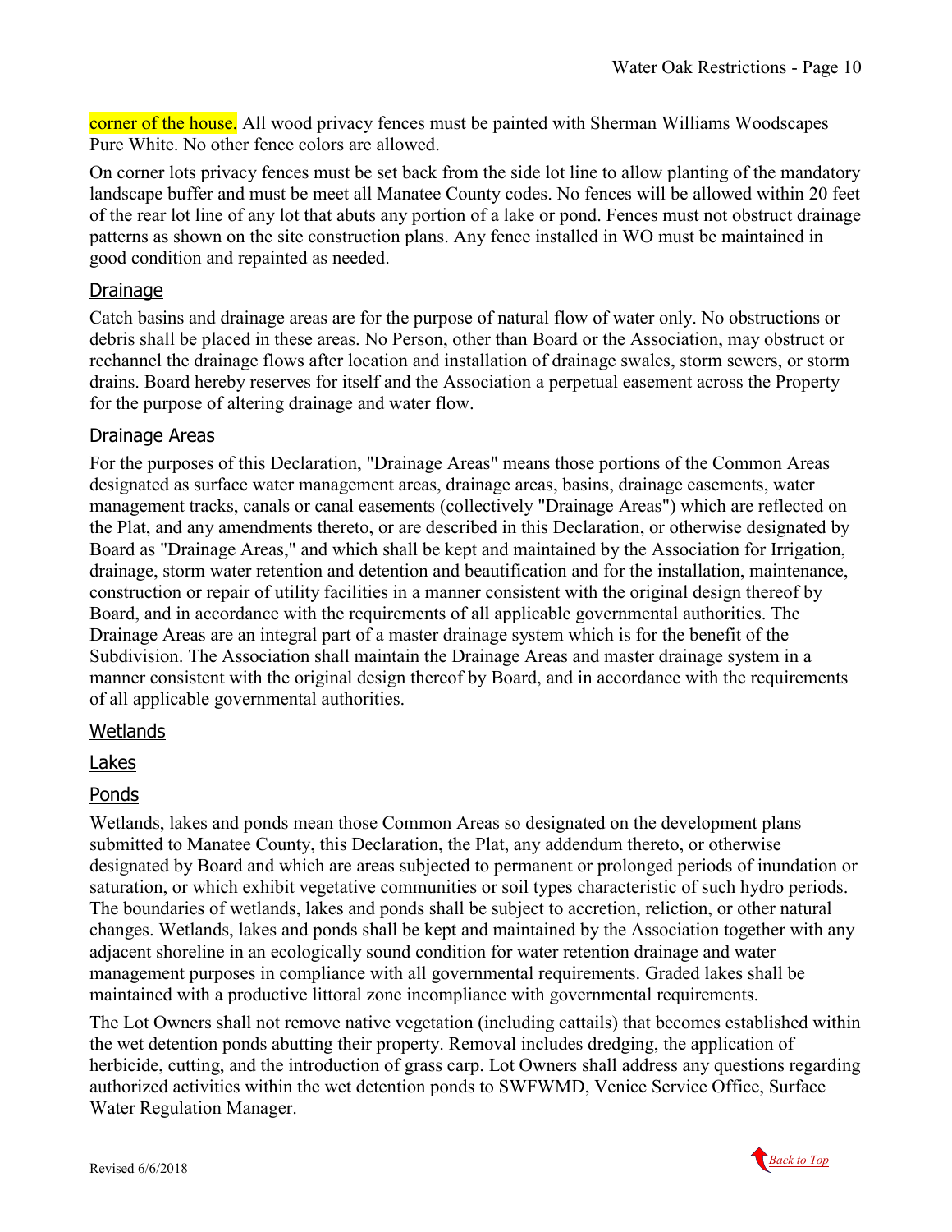corner of the house. All wood privacy fences must be painted with Sherman Williams Woodscapes Pure White. No other fence colors are allowed.

On corner lots privacy fences must be set back from the side lot line to allow planting of the mandatory landscape buffer and must be meet all Manatee County codes. No fences will be allowed within 20 feet of the rear lot line of any lot that abuts any portion of a lake or pond. Fences must not obstruct drainage patterns as shown on the site construction plans. Any fence installed in WO must be maintained in good condition and repainted as needed.

## Drainage

Catch basins and drainage areas are for the purpose of natural flow of water only. No obstructions or debris shall be placed in these areas. No Person, other than Board or the Association, may obstruct or rechannel the drainage flows after location and installation of drainage swales, storm sewers, or storm drains. Board hereby reserves for itself and the Association a perpetual easement across the Property for the purpose of altering drainage and water flow.

## Drainage Areas

For the purposes of this Declaration, "Drainage Areas" means those portions of the Common Areas designated as surface water management areas, drainage areas, basins, drainage easements, water management tracks, canals or canal easements (collectively "Drainage Areas") which are reflected on the Plat, and any amendments thereto, or are described in this Declaration, or otherwise designated by Board as "Drainage Areas," and which shall be kept and maintained by the Association for Irrigation, drainage, storm water retention and detention and beautification and for the installation, maintenance, construction or repair of utility facilities in a manner consistent with the original design thereof by Board, and in accordance with the requirements of all applicable governmental authorities. The Drainage Areas are an integral part of a master drainage system which is for the benefit of the Subdivision. The Association shall maintain the Drainage Areas and master drainage system in a manner consistent with the original design thereof by Board, and in accordance with the requirements of all applicable governmental authorities.

## Wetlands

## Lakes

## Ponds

Wetlands, lakes and ponds mean those Common Areas so designated on the development plans submitted to Manatee County, this Declaration, the Plat, any addendum thereto, or otherwise designated by Board and which are areas subjected to permanent or prolonged periods of inundation or saturation, or which exhibit vegetative communities or soil types characteristic of such hydro periods. The boundaries of wetlands, lakes and ponds shall be subject to accretion, reliction, or other natural changes. Wetlands, lakes and ponds shall be kept and maintained by the Association together with any adjacent shoreline in an ecologically sound condition for water retention drainage and water management purposes in compliance with all governmental requirements. Graded lakes shall be maintained with a productive littoral zone incompliance with governmental requirements.

The Lot Owners shall not remove native vegetation (including cattails) that becomes established within the wet detention ponds abutting their property. Removal includes dredging, the application of herbicide, cutting, and the introduction of grass carp. Lot Owners shall address any questions regarding authorized activities within the wet detention ponds to SWFWMD, Venice Service Office, Surface Water Regulation Manager.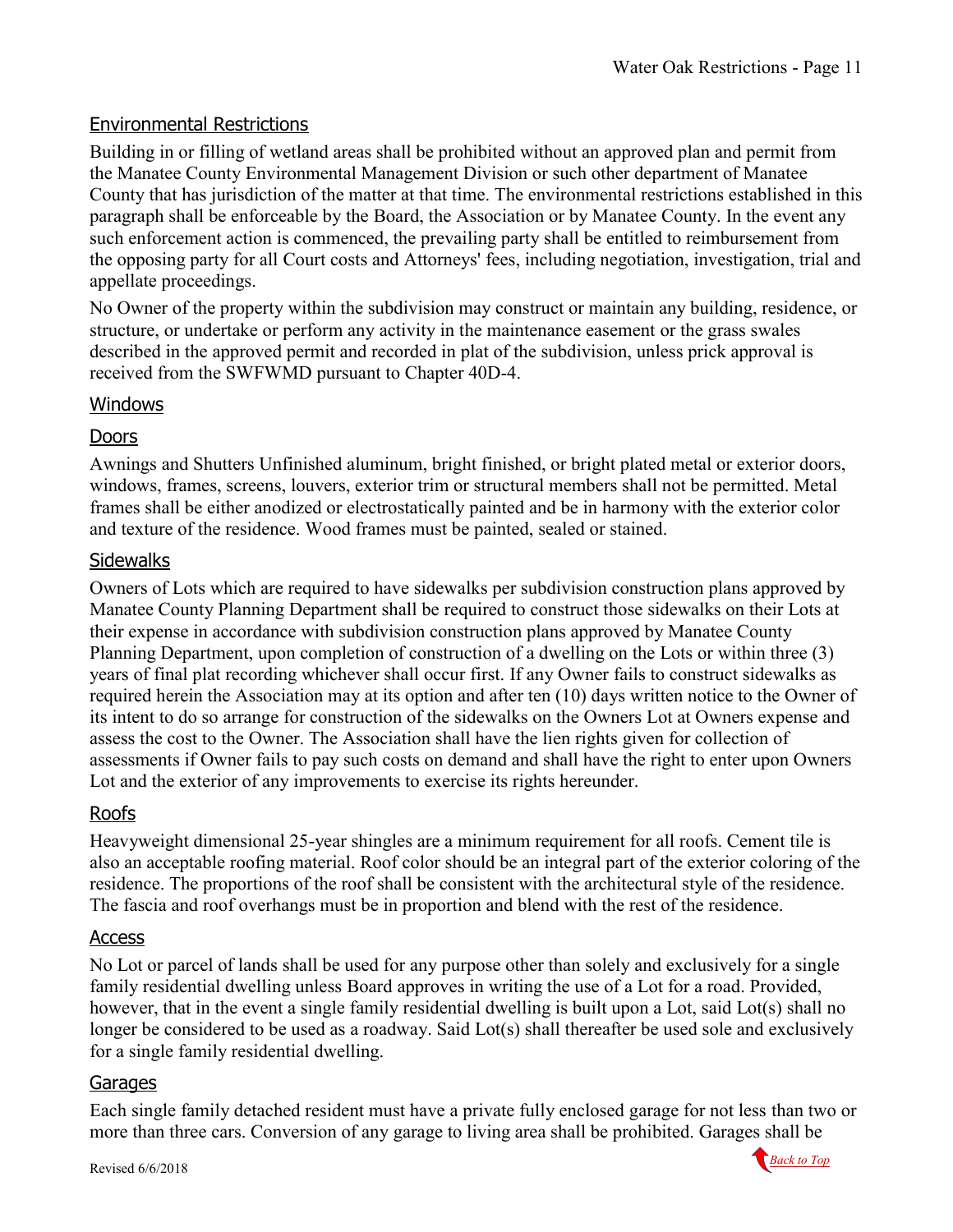## Environmental Restrictions

Building in or filling of wetland areas shall be prohibited without an approved plan and permit from the Manatee County Environmental Management Division or such other department of Manatee County that has jurisdiction of the matter at that time. The environmental restrictions established in this paragraph shall be enforceable by the Board, the Association or by Manatee County. In the event any such enforcement action is commenced, the prevailing party shall be entitled to reimbursement from the opposing party for all Court costs and Attorneys' fees, including negotiation, investigation, trial and appellate proceedings.

No Owner of the property within the subdivision may construct or maintain any building, residence, or structure, or undertake or perform any activity in the maintenance easement or the grass swales described in the approved permit and recorded in plat of the subdivision, unless prick approval is received from the SWFWMD pursuant to Chapter 40D-4.

## Windows

## Doors

Awnings and Shutters Unfinished aluminum, bright finished, or bright plated metal or exterior doors, windows, frames, screens, louvers, exterior trim or structural members shall not be permitted. Metal frames shall be either anodized or electrostatically painted and be in harmony with the exterior color and texture of the residence. Wood frames must be painted, sealed or stained.

## Sidewalks

Owners of Lots which are required to have sidewalks per subdivision construction plans approved by Manatee County Planning Department shall be required to construct those sidewalks on their Lots at their expense in accordance with subdivision construction plans approved by Manatee County Planning Department, upon completion of construction of a dwelling on the Lots or within three (3) years of final plat recording whichever shall occur first. If any Owner fails to construct sidewalks as required herein the Association may at its option and after ten (10) days written notice to the Owner of its intent to do so arrange for construction of the sidewalks on the Owners Lot at Owners expense and assess the cost to the Owner. The Association shall have the lien rights given for collection of assessments if Owner fails to pay such costs on demand and shall have the right to enter upon Owners Lot and the exterior of any improvements to exercise its rights hereunder.

## Roofs

Heavyweight dimensional 25-year shingles are a minimum requirement for all roofs. Cement tile is also an acceptable roofing material. Roof color should be an integral part of the exterior coloring of the residence. The proportions of the roof shall be consistent with the architectural style of the residence. The fascia and roof overhangs must be in proportion and blend with the rest of the residence.

## Access

No Lot or parcel of lands shall be used for any purpose other than solely and exclusively for a single family residential dwelling unless Board approves in writing the use of a Lot for a road. Provided, however, that in the event a single family residential dwelling is built upon a Lot, said Lot(s) shall no longer be considered to be used as a roadway. Said Lot(s) shall thereafter be used sole and exclusively for a single family residential dwelling.

## Garages

Each single family detached resident must have a private fully enclosed garage for not less than two or more than three cars. Conversion of any garage to living area shall be prohibited. Garages shall be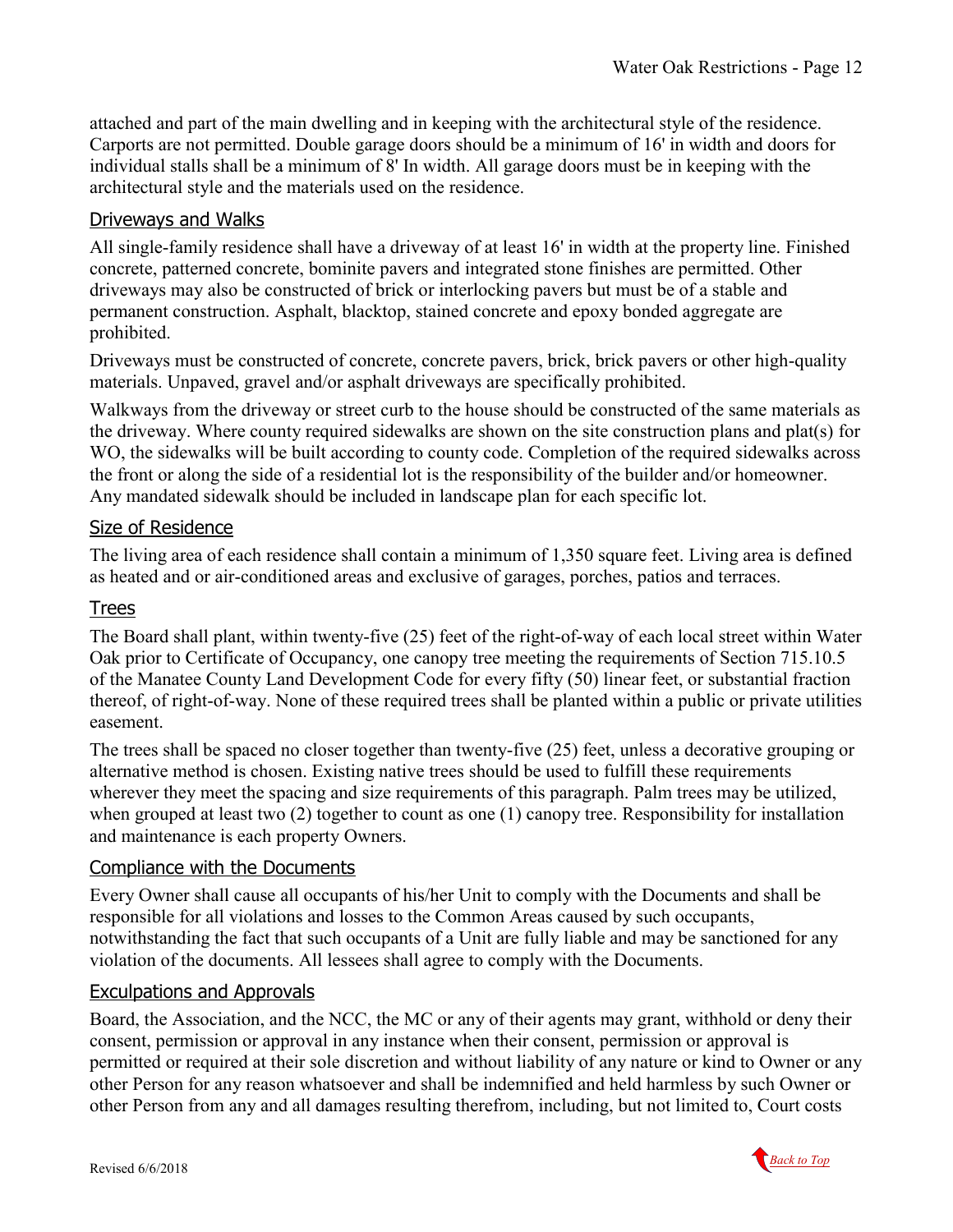attached and part of the main dwelling and in keeping with the architectural style of the residence. Carports are not permitted. Double garage doors should be a minimum of 16' in width and doors for individual stalls shall be a minimum of 8' In width. All garage doors must be in keeping with the architectural style and the materials used on the residence.

## Driveways and Walks

All single-family residence shall have a driveway of at least 16' in width at the property line. Finished concrete, patterned concrete, bominite pavers and integrated stone finishes are permitted. Other driveways may also be constructed of brick or interlocking pavers but must be of a stable and permanent construction. Asphalt, blacktop, stained concrete and epoxy bonded aggregate are prohibited.

Driveways must be constructed of concrete, concrete pavers, brick, brick pavers or other high-quality materials. Unpaved, gravel and/or asphalt driveways are specifically prohibited.

Walkways from the driveway or street curb to the house should be constructed of the same materials as the driveway. Where county required sidewalks are shown on the site construction plans and plat(s) for WO, the sidewalks will be built according to county code. Completion of the required sidewalks across the front or along the side of a residential lot is the responsibility of the builder and/or homeowner. Any mandated sidewalk should be included in landscape plan for each specific lot.

## Size of Residence

The living area of each residence shall contain a minimum of 1,350 square feet. Living area is defined as heated and or air-conditioned areas and exclusive of garages, porches, patios and terraces.

## Trees

The Board shall plant, within twenty-five (25) feet of the right-of-way of each local street within Water Oak prior to Certificate of Occupancy, one canopy tree meeting the requirements of Section 715.10.5 of the Manatee County Land Development Code for every fifty (50) linear feet, or substantial fraction thereof, of right-of-way. None of these required trees shall be planted within a public or private utilities easement.

The trees shall be spaced no closer together than twenty-five (25) feet, unless a decorative grouping or alternative method is chosen. Existing native trees should be used to fulfill these requirements wherever they meet the spacing and size requirements of this paragraph. Palm trees may be utilized, when grouped at least two (2) together to count as one (1) canopy tree. Responsibility for installation and maintenance is each property Owners.

## Compliance with the Documents

Every Owner shall cause all occupants of his/her Unit to comply with the Documents and shall be responsible for all violations and losses to the Common Areas caused by such occupants, notwithstanding the fact that such occupants of a Unit are fully liable and may be sanctioned for any violation of the documents. All lessees shall agree to comply with the Documents.

## Exculpations and Approvals

Board, the Association, and the NCC, the MC or any of their agents may grant, withhold or deny their consent, permission or approval in any instance when their consent, permission or approval is permitted or required at their sole discretion and without liability of any nature or kind to Owner or any other Person for any reason whatsoever and shall be indemnified and held harmless by such Owner or other Person from any and all damages resulting therefrom, including, but not limited to, Court costs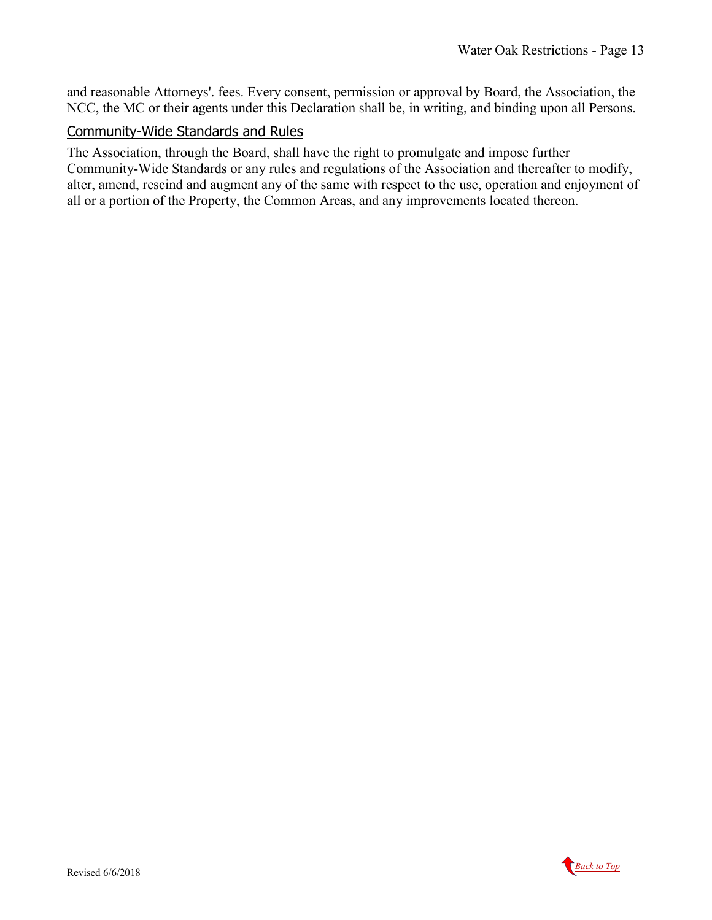and reasonable Attorneys'. fees. Every consent, permission or approval by Board, the Association, the NCC, the MC or their agents under this Declaration shall be, in writing, and binding upon all Persons.

### Community-Wide Standards and Rules

The Association, through the Board, shall have the right to promulgate and impose further Community-Wide Standards or any rules and regulations of the Association and thereafter to modify, alter, amend, rescind and augment any of the same with respect to the use, operation and enjoyment of all or a portion of the Property, the Common Areas, and any improvements located thereon.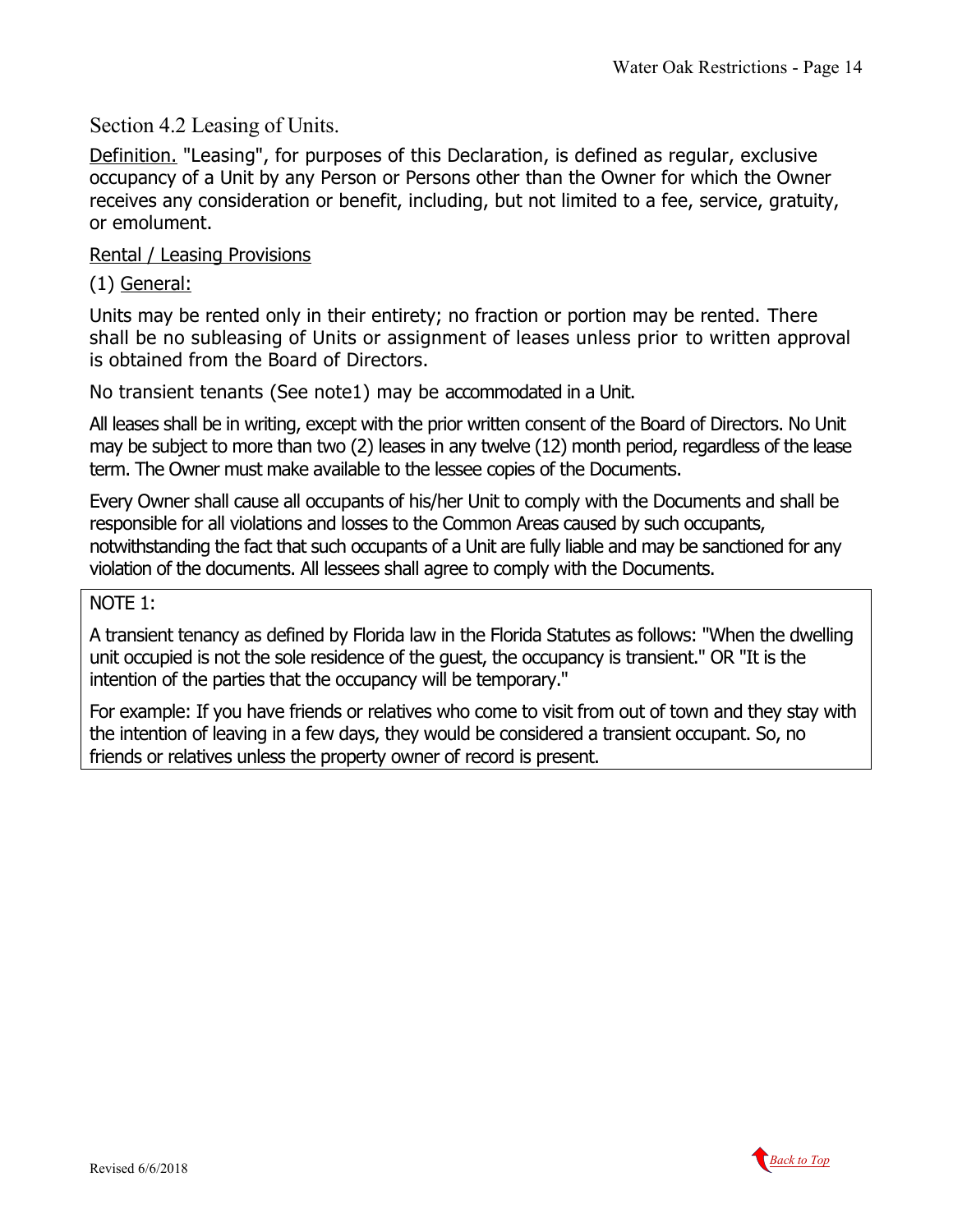## Section 4.2 Leasing of Units.

<u>Definition.</u> "Leasing", for purposes of this Declaration, is defined as regular, exclusive occupancy of a Unit by any Person or Persons other than the Owner for which the Owner receives any consideration or benefit, including, but not limited to a fee, service, gratuity, or emolument.

<u>Rental / Leasing Provisions</u>

(1) <u>General:</u>

Units may be rented only in their entirety; no fraction or portion may be rented. There shall be no subleasing of Units or assignment of leases unless prior to written approval is obtained from the Board of Directors.

No transient tenants (See note1) may be accommodated in a Unit.

All leases shall be in writing, except with the prior written consent of the Board of Directors. No Unit may be subject to more than two (2) leases in any twelve (12) month period, regardless of the lease term. The Owner must make available to the lessee copies of the Documents.

Every Owner shall cause all occupants of his/her Unit to comply with the Documents and shall be responsible for all violations and losses to the Common Areas caused by such occupants, notwithstanding the fact that such occupants of a Unit are fully liable and may be sanctioned for any violation of the documents. All lessees shall agree to comply with the Documents.

> NOTE 1:
>
> A transient tenancy as defined by Florida law in the Florida Statutes as follows: "When the dwelling unit occupied is not the sole residence of the guest, the occupancy is transient." OR "It is the intention of the parties that the occupancy will be temporary."
>
> For example: If you have friends or relatives who come to visit from out of town and they stay with the intention of leaving in a few days, they would be considered a transient occupant. So, no friends or relatives unless the property owner of record is present.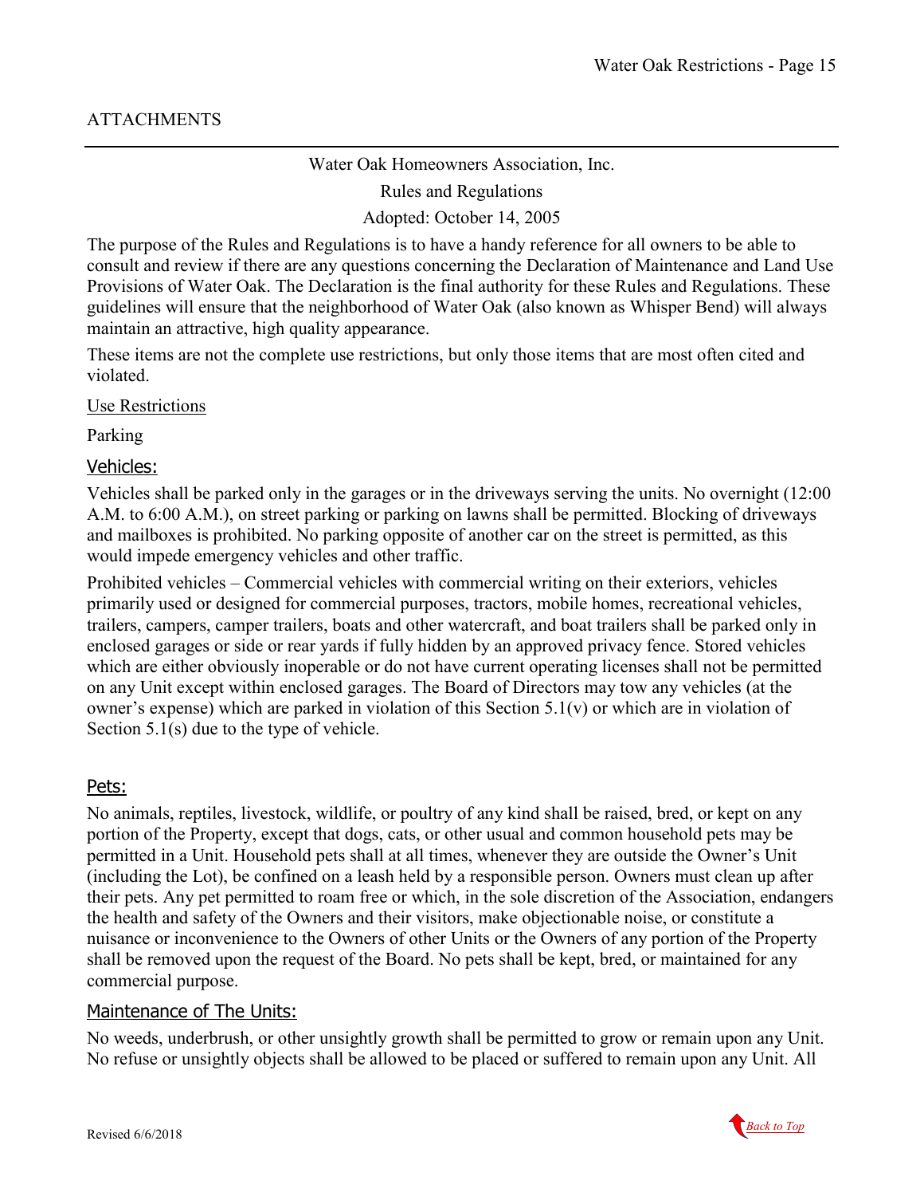ATTACHMENTS

Water Oak Homeowners Association, Inc.

Rules and Regulations

Adopted: October 14, 2005

The purpose of the Rules and Regulations is to have a handy reference for all owners to be able to consult and review if there are any questions concerning the Declaration of Maintenance and Land Use Provisions of Water Oak. The Declaration is the final authority for these Rules and Regulations. These guidelines will ensure that the neighborhood of Water Oak (also known as Whisper Bend) will always maintain an attractive, high quality appearance.

These items are not the complete use restrictions, but only those items that are most often cited and violated.

Use Restrictions

Parking

## Vehicles:

Vehicles shall be parked only in the garages or in the driveways serving the units. No overnight (12:00 A.M. to 6:00 A.M.), on street parking or parking on lawns shall be permitted. Blocking of driveways and mailboxes is prohibited. No parking opposite of another car on the street is permitted, as this would impede emergency vehicles and other traffic.

Prohibited vehicles – Commercial vehicles with commercial writing on their exteriors, vehicles primarily used or designed for commercial purposes, tractors, mobile homes, recreational vehicles, trailers, campers, camper trailers, boats and other watercraft, and boat trailers shall be parked only in enclosed garages or side or rear yards if fully hidden by an approved privacy fence. Stored vehicles which are either obviously inoperable or do not have current operating licenses shall not be permitted on any Unit except within enclosed garages. The Board of Directors may tow any vehicles (at the owner's expense) which are parked in violation of this Section 5.1(v) or which are in violation of Section 5.1(s) due to the type of vehicle.

## Pets:

No animals, reptiles, livestock, wildlife, or poultry of any kind shall be raised, bred, or kept on any portion of the Property, except that dogs, cats, or other usual and common household pets may be permitted in a Unit. Household pets shall at all times, whenever they are outside the Owner's Unit (including the Lot), be confined on a leash held by a responsible person. Owners must clean up after their pets. Any pet permitted to roam free or which, in the sole discretion of the Association, endangers the health and safety of the Owners and their visitors, make objectionable noise, or constitute a nuisance or inconvenience to the Owners of other Units or the Owners of any portion of the Property shall be removed upon the request of the Board. No pets shall be kept, bred, or maintained for any commercial purpose.

## Maintenance of The Units:

No weeds, underbrush, or other unsightly growth shall be permitted to grow or remain upon any Unit. No refuse or unsightly objects shall be allowed to be placed or suffered to remain upon any Unit. All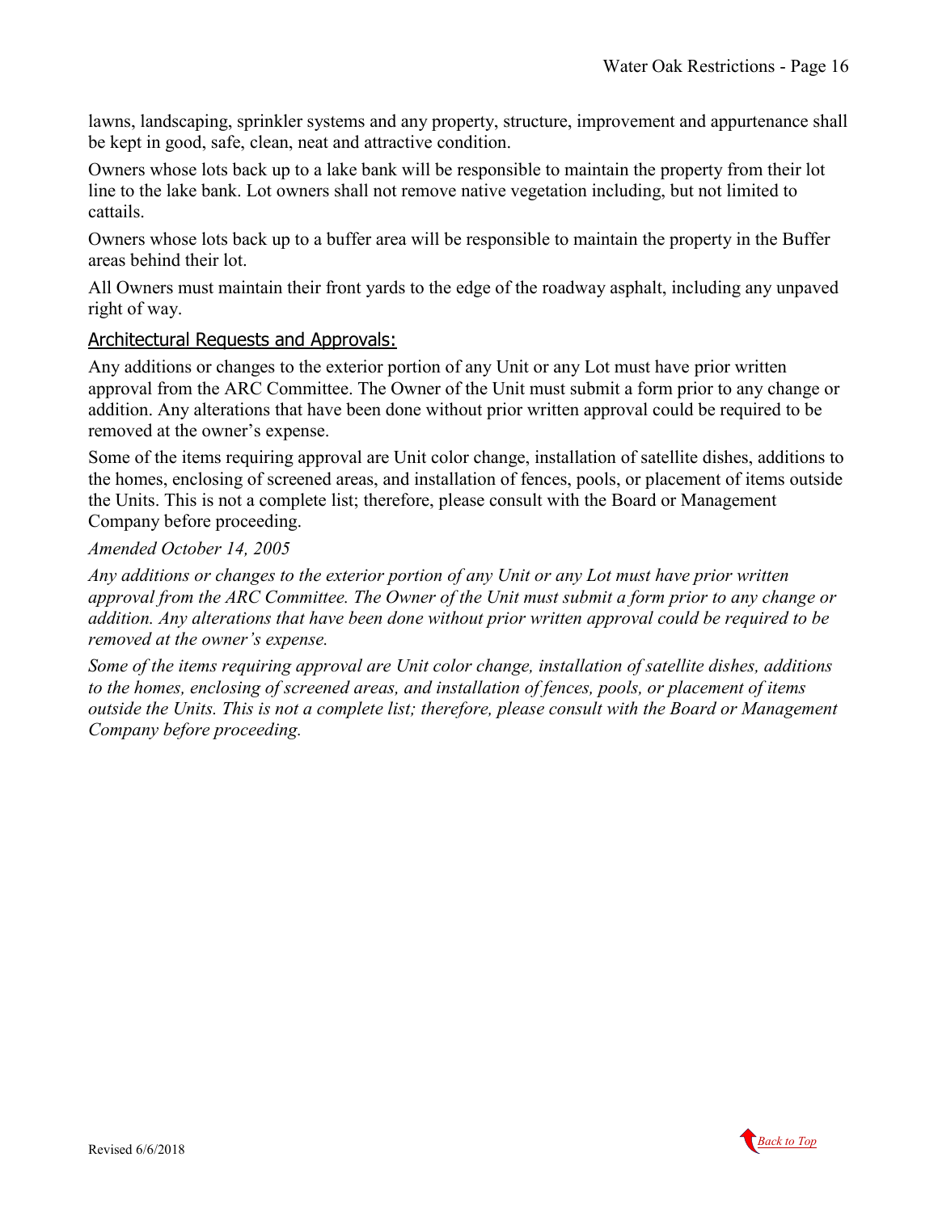lawns, landscaping, sprinkler systems and any property, structure, improvement and appurtenance shall be kept in good, safe, clean, neat and attractive condition.

Owners whose lots back up to a lake bank will be responsible to maintain the property from their lot line to the lake bank. Lot owners shall not remove native vegetation including, but not limited to cattails.

Owners whose lots back up to a buffer area will be responsible to maintain the property in the Buffer areas behind their lot.

All Owners must maintain their front yards to the edge of the roadway asphalt, including any unpaved right of way.

### Architectural Requests and Approvals:

Any additions or changes to the exterior portion of any Unit or any Lot must have prior written approval from the ARC Committee. The Owner of the Unit must submit a form prior to any change or addition. Any alterations that have been done without prior written approval could be required to be removed at the owner's expense.

Some of the items requiring approval are Unit color change, installation of satellite dishes, additions to the homes, enclosing of screened areas, and installation of fences, pools, or placement of items outside the Units. This is not a complete list; therefore, please consult with the Board or Management Company before proceeding.

*Amended October 14, 2005*

*Any additions or changes to the exterior portion of any Unit or any Lot must have prior written approval from the ARC Committee. The Owner of the Unit must submit a form prior to any change or addition. Any alterations that have been done without prior written approval could be required to be removed at the owner's expense.*

*Some of the items requiring approval are Unit color change, installation of satellite dishes, additions to the homes, enclosing of screened areas, and installation of fences, pools, or placement of items outside the Units. This is not a complete list; therefore, please consult with the Board or Management Company before proceeding.*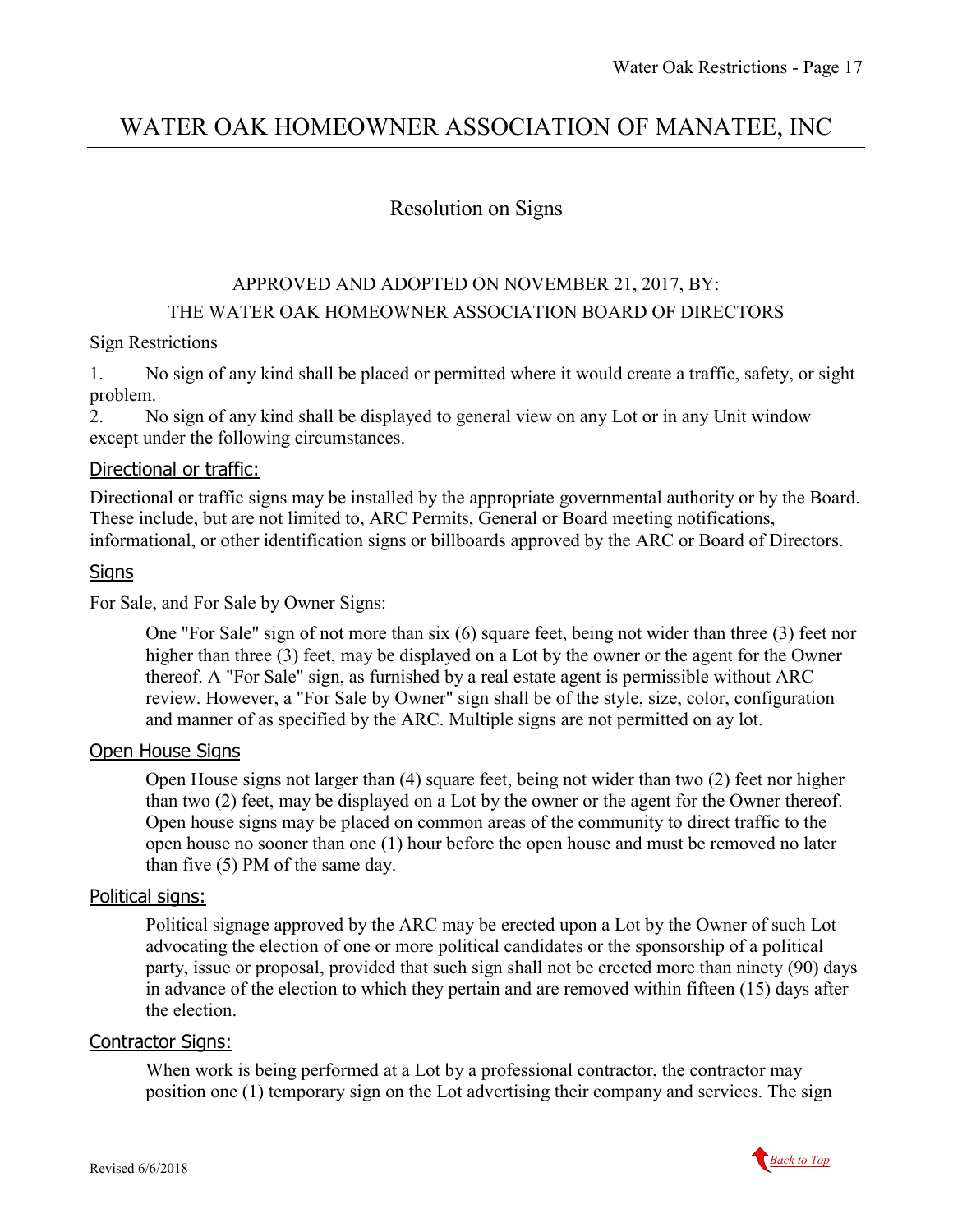# WATER OAK HOMEOWNER ASSOCIATION OF MANATEE, INC

## Resolution on Signs

APPROVED AND ADOPTED ON NOVEMBER 21, 2017, BY:
THE WATER OAK HOMEOWNER ASSOCIATION BOARD OF DIRECTORS

Sign Restrictions

1. No sign of any kind shall be placed or permitted where it would create a traffic, safety, or sight problem.
2. No sign of any kind shall be displayed to general view on any Lot or in any Unit window except under the following circumstances.

### Directional or traffic:

Directional or traffic signs may be installed by the appropriate governmental authority or by the Board. These include, but are not limited to, ARC Permits, General or Board meeting notifications, informational, or other identification signs or billboards approved by the ARC or Board of Directors.

### Signs

For Sale, and For Sale by Owner Signs:

> One "For Sale" sign of not more than six (6) square feet, being not wider than three (3) feet nor higher than three (3) feet, may be displayed on a Lot by the owner or the agent for the Owner thereof. A "For Sale" sign, as furnished by a real estate agent is permissible without ARC review. However, a "For Sale by Owner" sign shall be of the style, size, color, configuration and manner of as specified by the ARC. Multiple signs are not permitted on ay lot.

### Open House Signs

> Open House signs not larger than (4) square feet, being not wider than two (2) feet nor higher than two (2) feet, may be displayed on a Lot by the owner or the agent for the Owner thereof. Open house signs may be placed on common areas of the community to direct traffic to the open house no sooner than one (1) hour before the open house and must be removed no later than five (5) PM of the same day.

### Political signs:

> Political signage approved by the ARC may be erected upon a Lot by the Owner of such Lot advocating the election of one or more political candidates or the sponsorship of a political party, issue or proposal, provided that such sign shall not be erected more than ninety (90) days in advance of the election to which they pertain and are removed within fifteen (15) days after the election.

### Contractor Signs:

> When work is being performed at a Lot by a professional contractor, the contractor may position one (1) temporary sign on the Lot advertising their company and services. The sign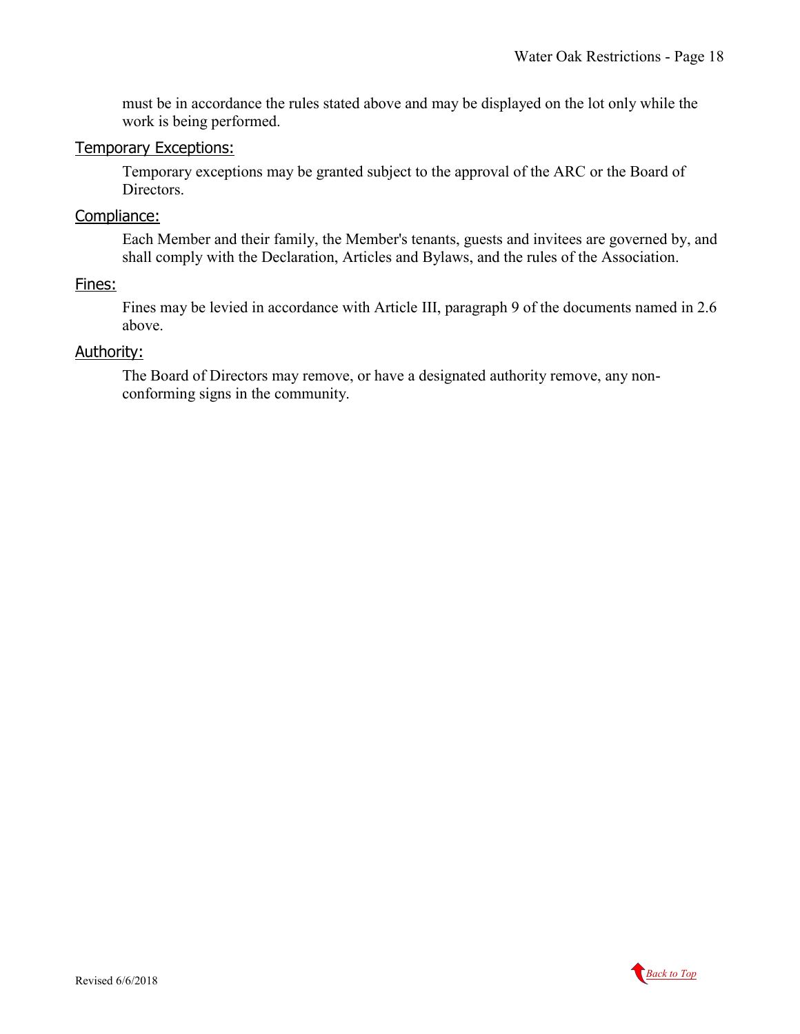must be in accordance the rules stated above and may be displayed on the lot only while the work is being performed.

### Temporary Exceptions:

Temporary exceptions may be granted subject to the approval of the ARC or the Board of Directors.

### Compliance:

Each Member and their family, the Member's tenants, guests and invitees are governed by, and shall comply with the Declaration, Articles and Bylaws, and the rules of the Association.

### Fines:

Fines may be levied in accordance with Article III, paragraph 9 of the documents named in 2.6 above.

### Authority:

The Board of Directors may remove, or have a designated authority remove, any non-conforming signs in the community.

Revised 6/6/2018

Back to Top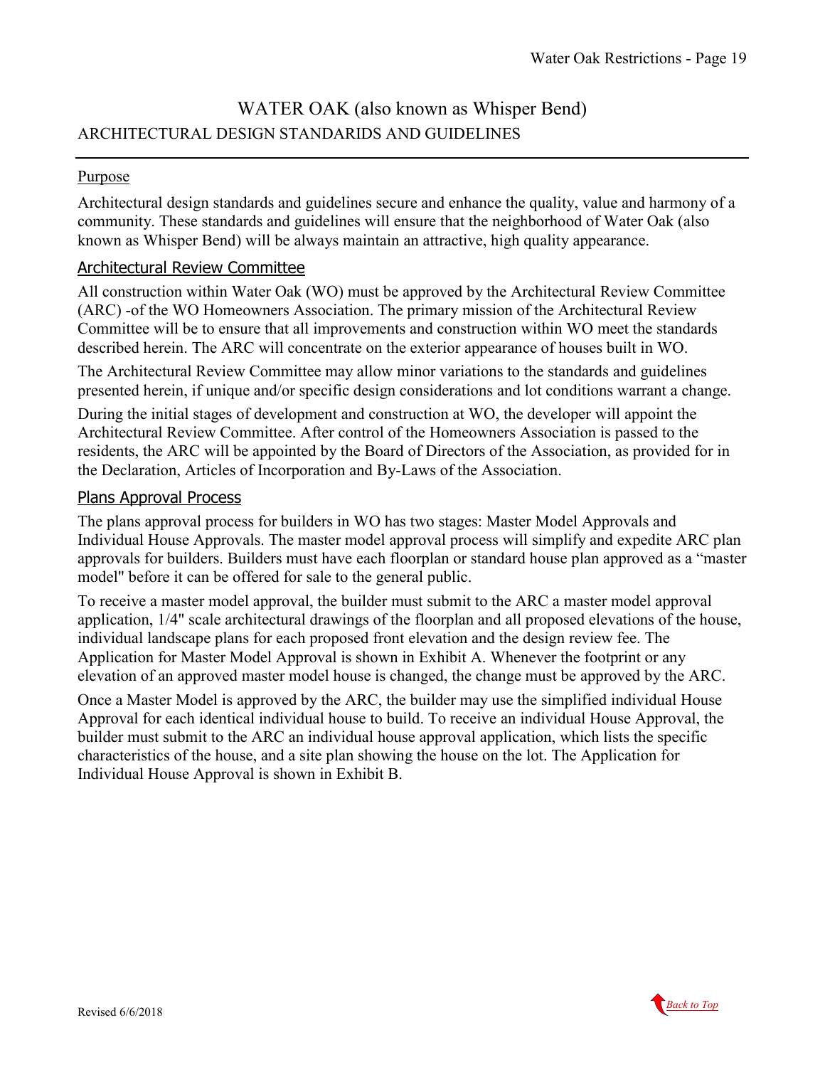# WATER OAK (also known as Whisper Bend)

## ARCHITECTURAL DESIGN STANDARIDS AND GUIDELINES

### Purpose

Architectural design standards and guidelines secure and enhance the quality, value and harmony of a community. These standards and guidelines will ensure that the neighborhood of Water Oak (also known as Whisper Bend) will be always maintain an attractive, high quality appearance.

### Architectural Review Committee

All construction within Water Oak (WO) must be approved by the Architectural Review Committee (ARC) -of the WO Homeowners Association. The primary mission of the Architectural Review Committee will be to ensure that all improvements and construction within WO meet the standards described herein. The ARC will concentrate on the exterior appearance of houses built in WO.

The Architectural Review Committee may allow minor variations to the standards and guidelines presented herein, if unique and/or specific design considerations and lot conditions warrant a change.

During the initial stages of development and construction at WO, the developer will appoint the Architectural Review Committee. After control of the Homeowners Association is passed to the residents, the ARC will be appointed by the Board of Directors of the Association, as provided for in the Declaration, Articles of Incorporation and By-Laws of the Association.

### Plans Approval Process

The plans approval process for builders in WO has two stages: Master Model Approvals and Individual House Approvals. The master model approval process will simplify and expedite ARC plan approvals for builders. Builders must have each floorplan or standard house plan approved as a "master model" before it can be offered for sale to the general public.

To receive a master model approval, the builder must submit to the ARC a master model approval application, 1/4" scale architectural drawings of the floorplan and all proposed elevations of the house, individual landscape plans for each proposed front elevation and the design review fee. The Application for Master Model Approval is shown in Exhibit A. Whenever the footprint or any elevation of an approved master model house is changed, the change must be approved by the ARC.

Once a Master Model is approved by the ARC, the builder may use the simplified individual House Approval for each identical individual house to build. To receive an individual House Approval, the builder must submit to the ARC an individual house approval application, which lists the specific characteristics of the house, and a site plan showing the house on the lot. The Application for Individual House Approval is shown in Exhibit B.

Revised 6/6/2018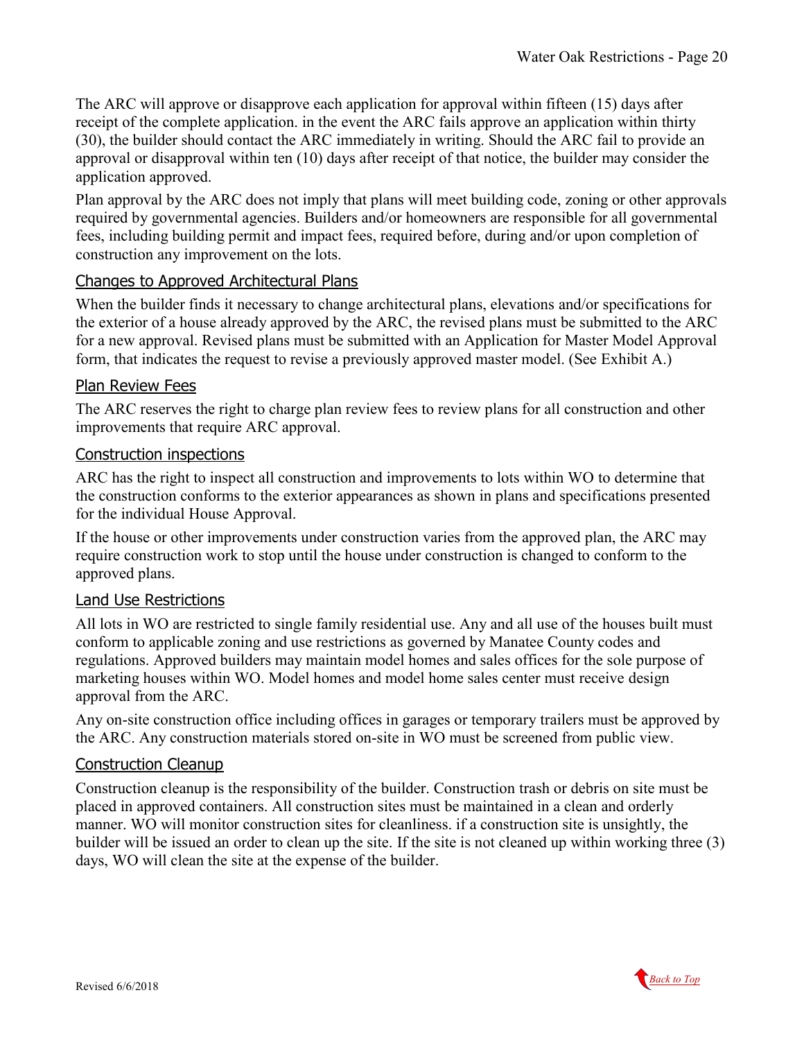The ARC will approve or disapprove each application for approval within fifteen (15) days after receipt of the complete application. in the event the ARC fails approve an application within thirty (30), the builder should contact the ARC immediately in writing. Should the ARC fail to provide an approval or disapproval within ten (10) days after receipt of that notice, the builder may consider the application approved.

Plan approval by the ARC does not imply that plans will meet building code, zoning or other approvals required by governmental agencies. Builders and/or homeowners are responsible for all governmental fees, including building permit and impact fees, required before, during and/or upon completion of construction any improvement on the lots.

## Changes to Approved Architectural Plans

When the builder finds it necessary to change architectural plans, elevations and/or specifications for the exterior of a house already approved by the ARC, the revised plans must be submitted to the ARC for a new approval. Revised plans must be submitted with an Application for Master Model Approval form, that indicates the request to revise a previously approved master model. (See Exhibit A.)

## Plan Review Fees

The ARC reserves the right to charge plan review fees to review plans for all construction and other improvements that require ARC approval.

## Construction inspections

ARC has the right to inspect all construction and improvements to lots within WO to determine that the construction conforms to the exterior appearances as shown in plans and specifications presented for the individual House Approval.

If the house or other improvements under construction varies from the approved plan, the ARC may require construction work to stop until the house under construction is changed to conform to the approved plans.

## Land Use Restrictions

All lots in WO are restricted to single family residential use. Any and all use of the houses built must conform to applicable zoning and use restrictions as governed by Manatee County codes and regulations. Approved builders may maintain model homes and sales offices for the sole purpose of marketing houses within WO. Model homes and model home sales center must receive design approval from the ARC.

Any on-site construction office including offices in garages or temporary trailers must be approved by the ARC. Any construction materials stored on-site in WO must be screened from public view.

## Construction Cleanup

Construction cleanup is the responsibility of the builder. Construction trash or debris on site must be placed in approved containers. All construction sites must be maintained in a clean and orderly manner. WO will monitor construction sites for cleanliness. if a construction site is unsightly, the builder will be issued an order to clean up the site. If the site is not cleaned up within working three (3) days, WO will clean the site at the expense of the builder.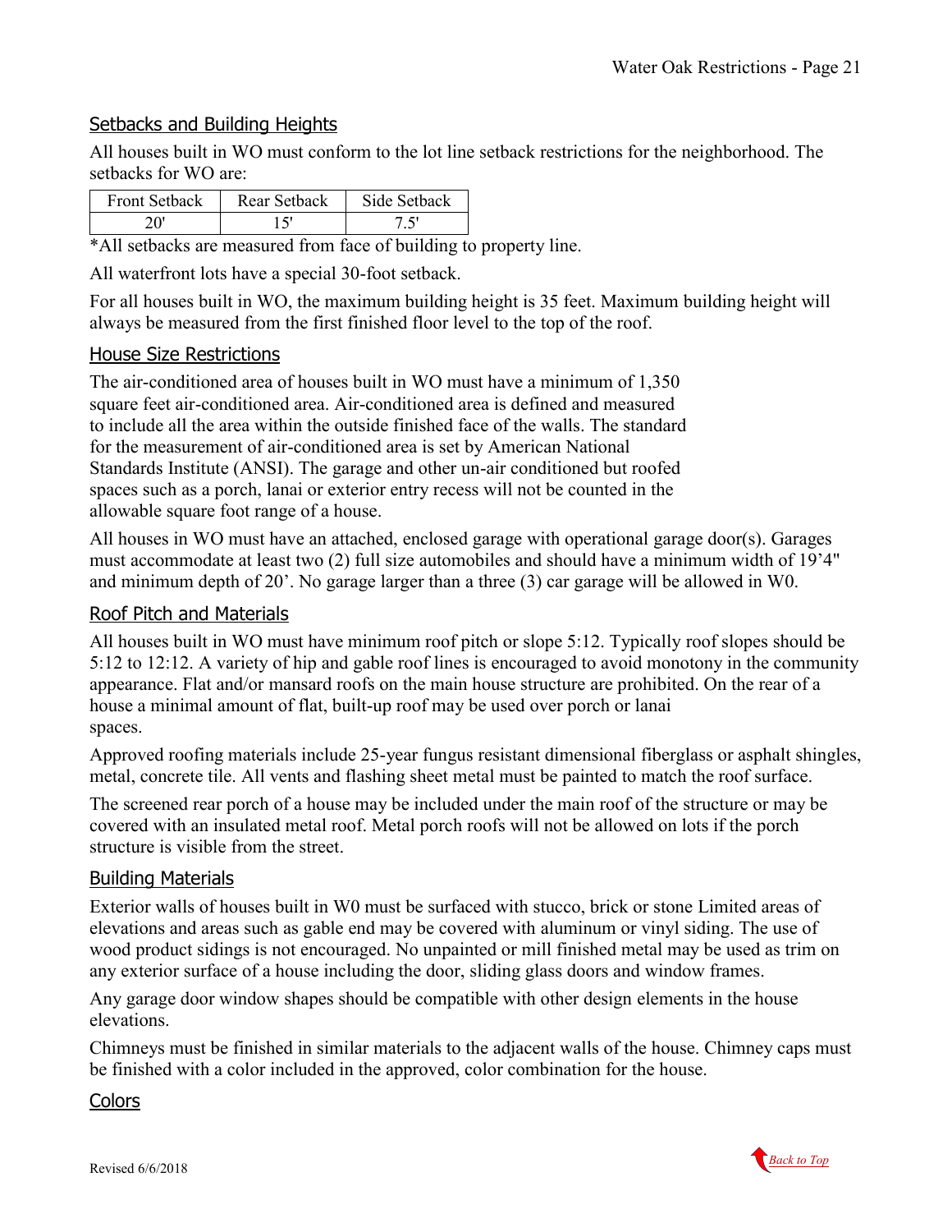## Setbacks and Building Heights

All houses built in WO must conform to the lot line setback restrictions for the neighborhood. The setbacks for WO are:

| Front Setback | Rear Setback | Side Setback |
|---|---|---|
| 20' | 15' | 7.5' |

*All setbacks are measured from face of building to property line.

All waterfront lots have a special 30-foot setback.

For all houses built in WO, the maximum building height is 35 feet. Maximum building height will always be measured from the first finished floor level to the top of the roof.

## House Size Restrictions

The air-conditioned area of houses built in WO must have a minimum of 1,350 square feet air-conditioned area. Air-conditioned area is defined and measured to include all the area within the outside finished face of the walls. The standard for the measurement of air-conditioned area is set by American National Standards Institute (ANSI). The garage and other un-air conditioned but roofed spaces such as a porch, lanai or exterior entry recess will not be counted in the allowable square foot range of a house.

All houses in WO must have an attached, enclosed garage with operational garage door(s). Garages must accommodate at least two (2) full size automobiles and should have a minimum width of 19'4" and minimum depth of 20'. No garage larger than a three (3) car garage will be allowed in W0.

## Roof Pitch and Materials

All houses built in WO must have minimum roof pitch or slope 5:12. Typically roof slopes should be 5:12 to 12:12. A variety of hip and gable roof lines is encouraged to avoid monotony in the community appearance. Flat and/or mansard roofs on the main house structure are prohibited. On the rear of a house a minimal amount of flat, built-up roof may be used over porch or lanai spaces.

Approved roofing materials include 25-year fungus resistant dimensional fiberglass or asphalt shingles, metal, concrete tile. All vents and flashing sheet metal must be painted to match the roof surface.

The screened rear porch of a house may be included under the main roof of the structure or may be covered with an insulated metal roof. Metal porch roofs will not be allowed on lots if the porch structure is visible from the street.

## Building Materials

Exterior walls of houses built in W0 must be surfaced with stucco, brick or stone Limited areas of elevations and areas such as gable end may be covered with aluminum or vinyl siding. The use of wood product sidings is not encouraged. No unpainted or mill finished metal may be used as trim on any exterior surface of a house including the door, sliding glass doors and window frames.

Any garage door window shapes should be compatible with other design elements in the house elevations.

Chimneys must be finished in similar materials to the adjacent walls of the house. Chimney caps must be finished with a color included in the approved, color combination for the house.

## Colors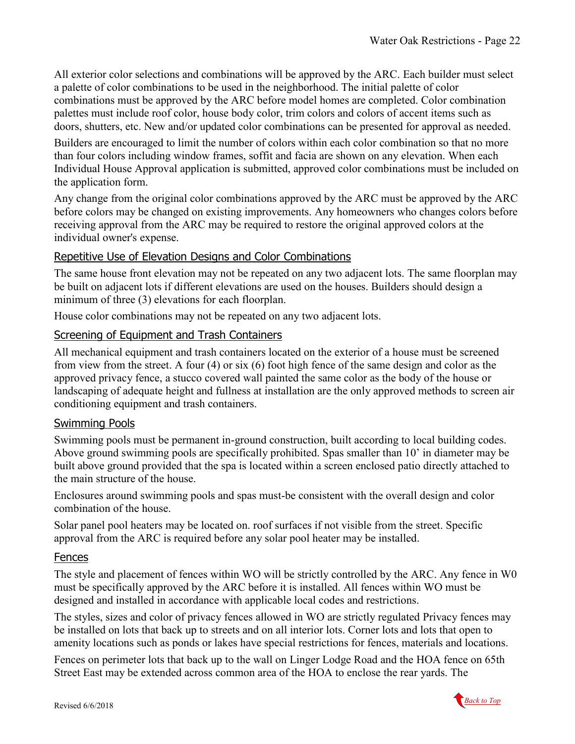All exterior color selections and combinations will be approved by the ARC. Each builder must select a palette of color combinations to be used in the neighborhood. The initial palette of color combinations must be approved by the ARC before model homes are completed. Color combination palettes must include roof color, house body color, trim colors and colors of accent items such as doors, shutters, etc. New and/or updated color combinations can be presented for approval as needed.

Builders are encouraged to limit the number of colors within each color combination so that no more than four colors including window frames, soffit and facia are shown on any elevation. When each Individual House Approval application is submitted, approved color combinations must be included on the application form.

Any change from the original color combinations approved by the ARC must be approved by the ARC before colors may be changed on existing improvements. Any homeowners who changes colors before receiving approval from the ARC may be required to restore the original approved colors at the individual owner's expense.

## Repetitive Use of Elevation Designs and Color Combinations

The same house front elevation may not be repeated on any two adjacent lots. The same floorplan may be built on adjacent lots if different elevations are used on the houses. Builders should design a minimum of three (3) elevations for each floorplan.

House color combinations may not be repeated on any two adjacent lots.

## Screening of Equipment and Trash Containers

All mechanical equipment and trash containers located on the exterior of a house must be screened from view from the street. A four (4) or six (6) foot high fence of the same design and color as the approved privacy fence, a stucco covered wall painted the same color as the body of the house or landscaping of adequate height and fullness at installation are the only approved methods to screen air conditioning equipment and trash containers.

## Swimming Pools

Swimming pools must be permanent in-ground construction, built according to local building codes. Above ground swimming pools are specifically prohibited. Spas smaller than 10' in diameter may be built above ground provided that the spa is located within a screen enclosed patio directly attached to the main structure of the house.

Enclosures around swimming pools and spas must-be consistent with the overall design and color combination of the house.

Solar panel pool heaters may be located on. roof surfaces if not visible from the street. Specific approval from the ARC is required before any solar pool heater may be installed.

## Fences

The style and placement of fences within WO will be strictly controlled by the ARC. Any fence in W0 must be specifically approved by the ARC before it is installed. All fences within WO must be designed and installed in accordance with applicable local codes and restrictions.

The styles, sizes and color of privacy fences allowed in WO are strictly regulated Privacy fences may be installed on lots that back up to streets and on all interior lots. Corner lots and lots that open to amenity locations such as ponds or lakes have special restrictions for fences, materials and locations.

Fences on perimeter lots that back up to the wall on Linger Lodge Road and the HOA fence on 65th Street East may be extended across common area of the HOA to enclose the rear yards. The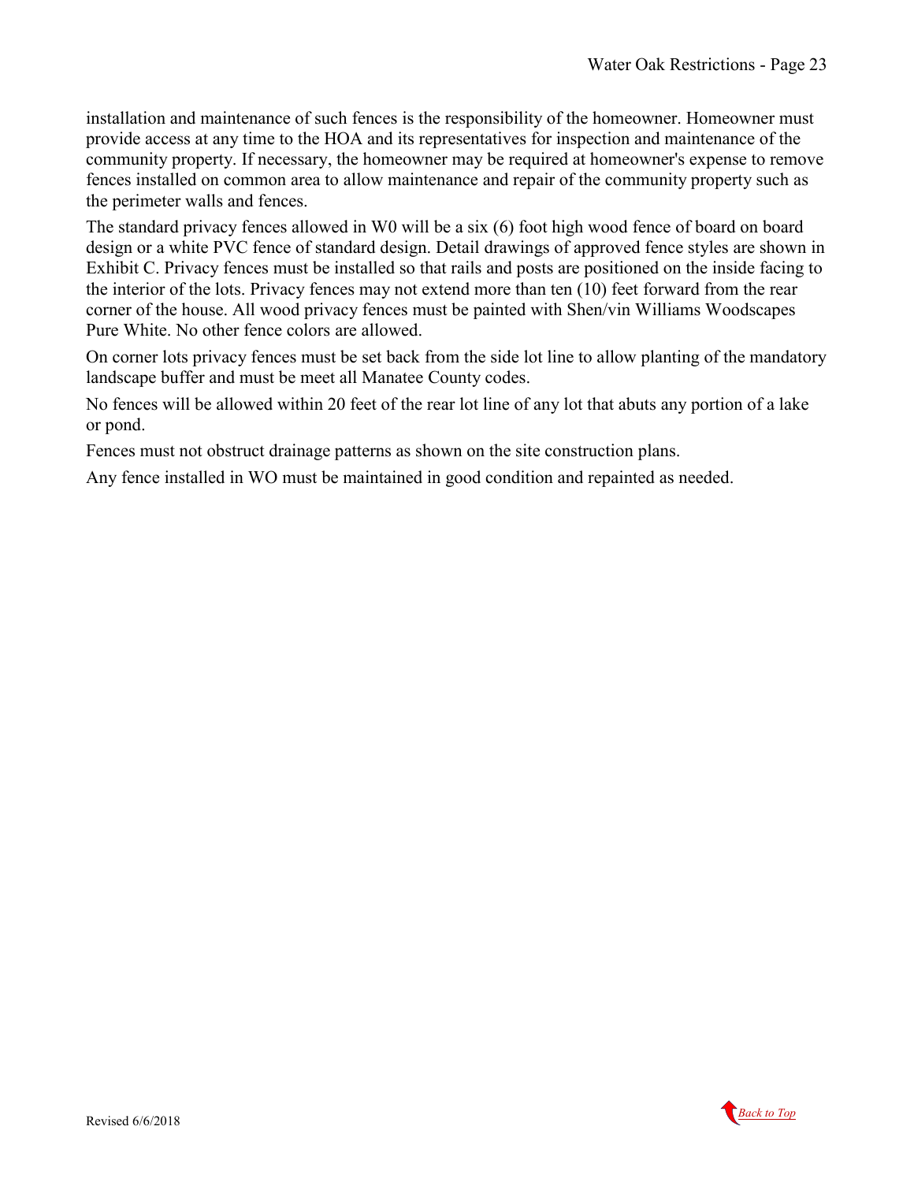installation and maintenance of such fences is the responsibility of the homeowner. Homeowner must provide access at any time to the HOA and its representatives for inspection and maintenance of the community property. If necessary, the homeowner may be required at homeowner's expense to remove fences installed on common area to allow maintenance and repair of the community property such as the perimeter walls and fences.

The standard privacy fences allowed in W0 will be a six (6) foot high wood fence of board on board design or a white PVC fence of standard design. Detail drawings of approved fence styles are shown in Exhibit C. Privacy fences must be installed so that rails and posts are positioned on the inside facing to the interior of the lots. Privacy fences may not extend more than ten (10) feet forward from the rear corner of the house. All wood privacy fences must be painted with Shen/vin Williams Woodscapes Pure White. No other fence colors are allowed.

On corner lots privacy fences must be set back from the side lot line to allow planting of the mandatory landscape buffer and must be meet all Manatee County codes.

No fences will be allowed within 20 feet of the rear lot line of any lot that abuts any portion of a lake or pond.

Fences must not obstruct drainage patterns as shown on the site construction plans.

Any fence installed in WO must be maintained in good condition and repainted as needed.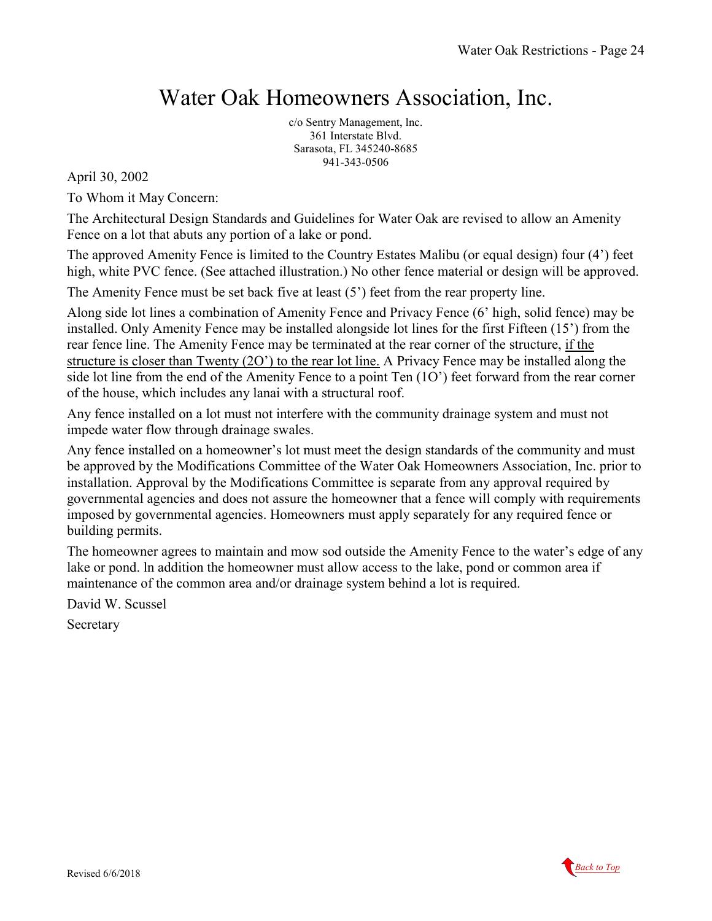# Water Oak Homeowners Association, Inc.

c/o Sentry Management, lnc.
361 Interstate Blvd.
Sarasota, FL 345240-8685
941-343-0506

April 30, 2002

To Whom it May Concern:

The Architectural Design Standards and Guidelines for Water Oak are revised to allow an Amenity Fence on a lot that abuts any portion of a lake or pond.

The approved Amenity Fence is limited to the Country Estates Malibu (or equal design) four (4') feet high, white PVC fence. (See attached illustration.) No other fence material or design will be approved.

The Amenity Fence must be set back five at least (5') feet from the rear property line.

Along side lot lines a combination of Amenity Fence and Privacy Fence (6' high, solid fence) may be installed. Only Amenity Fence may be installed alongside lot lines for the first Fifteen (15') from the rear fence line. The Amenity Fence may be terminated at the rear corner of the structure, <u>if the structure is closer than Twenty (2O') to the rear lot line.</u> A Privacy Fence may be installed along the side lot line from the end of the Amenity Fence to a point Ten (1O') feet forward from the rear corner of the house, which includes any lanai with a structural roof.

Any fence installed on a lot must not interfere with the community drainage system and must not impede water flow through drainage swales.

Any fence installed on a homeowner's lot must meet the design standards of the community and must be approved by the Modifications Committee of the Water Oak Homeowners Association, Inc. prior to installation. Approval by the Modifications Committee is separate from any approval required by governmental agencies and does not assure the homeowner that a fence will comply with requirements imposed by governmental agencies. Homeowners must apply separately for any required fence or building permits.

The homeowner agrees to maintain and mow sod outside the Amenity Fence to the water's edge of any lake or pond. ln addition the homeowner must allow access to the lake, pond or common area if maintenance of the common area and/or drainage system behind a lot is required.

David W. Scussel

Secretary

Revised 6/6/2018

Back to Top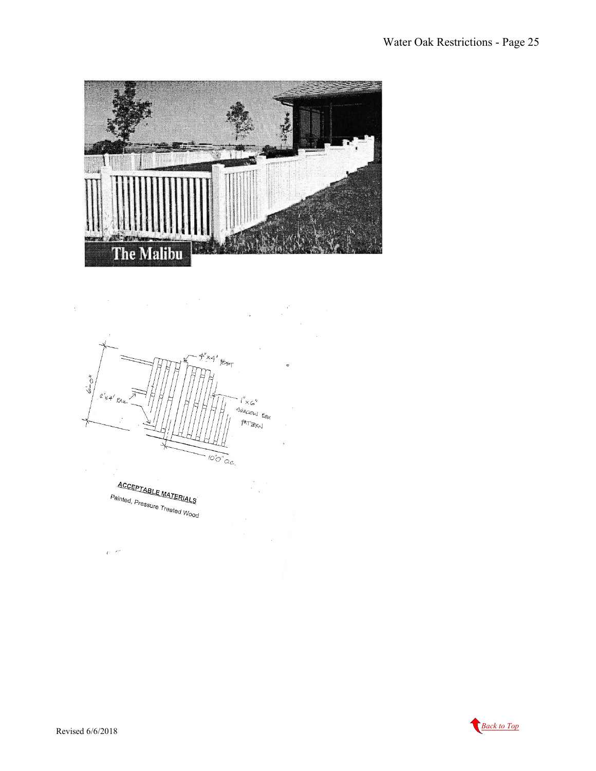The Malibu

6'-0"

4"x4" POST

2'x4' RAIL

1"x6" SHADOW BOX PATTERN

10'0" O.C.

**ACCEPTABLE MATERIALS**

Painted, Pressure Treated Wood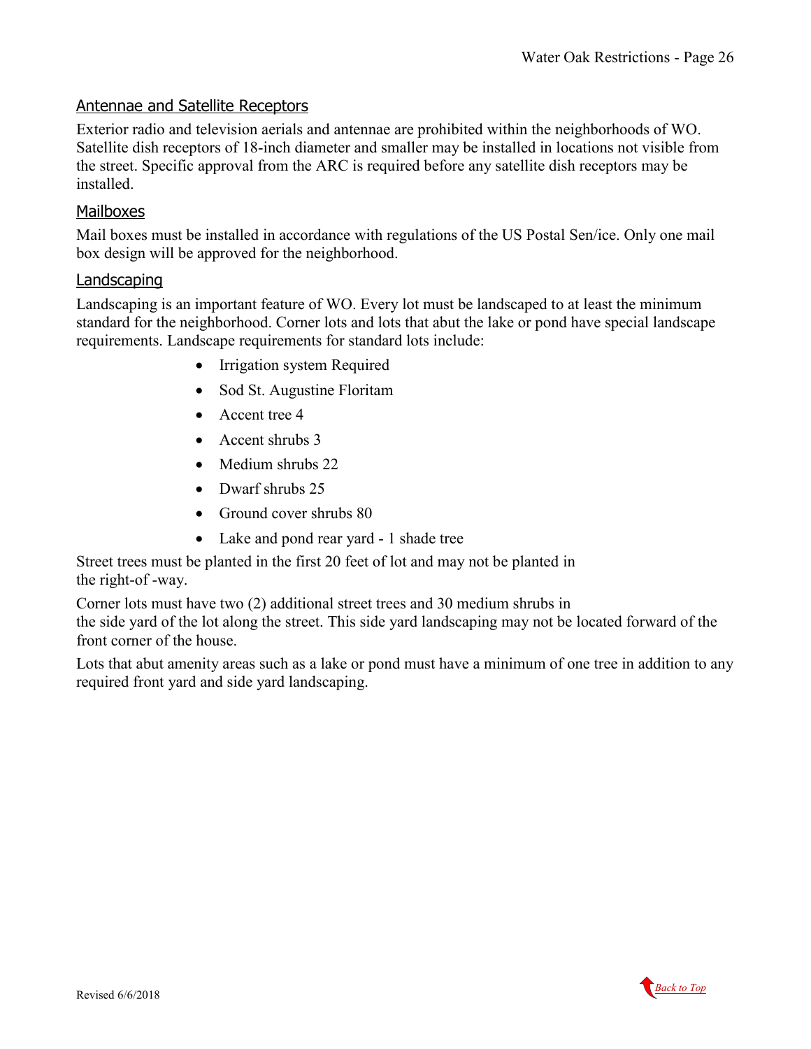## Antennae and Satellite Receptors

Exterior radio and television aerials and antennae are prohibited within the neighborhoods of WO. Satellite dish receptors of 18-inch diameter and smaller may be installed in locations not visible from the street. Specific approval from the ARC is required before any satellite dish receptors may be installed.

## Mailboxes

Mail boxes must be installed in accordance with regulations of the US Postal Sen/ice. Only one mail box design will be approved for the neighborhood.

## Landscaping

Landscaping is an important feature of WO. Every lot must be landscaped to at least the minimum standard for the neighborhood. Corner lots and lots that abut the lake or pond have special landscape requirements. Landscape requirements for standard lots include:

- Irrigation system Required
- Sod St. Augustine Floritam
- Accent tree 4
- Accent shrubs 3
- Medium shrubs 22
- Dwarf shrubs 25
- Ground cover shrubs 80
- Lake and pond rear yard - 1 shade tree

Street trees must be planted in the first 20 feet of lot and may not be planted in the right-of -way.

Corner lots must have two (2) additional street trees and 30 medium shrubs in the side yard of the lot along the street. This side yard landscaping may not be located forward of the front corner of the house.

Lots that abut amenity areas such as a lake or pond must have a minimum of one tree in addition to any required front yard and side yard landscaping.

Revised 6/6/2018

*Back to Top*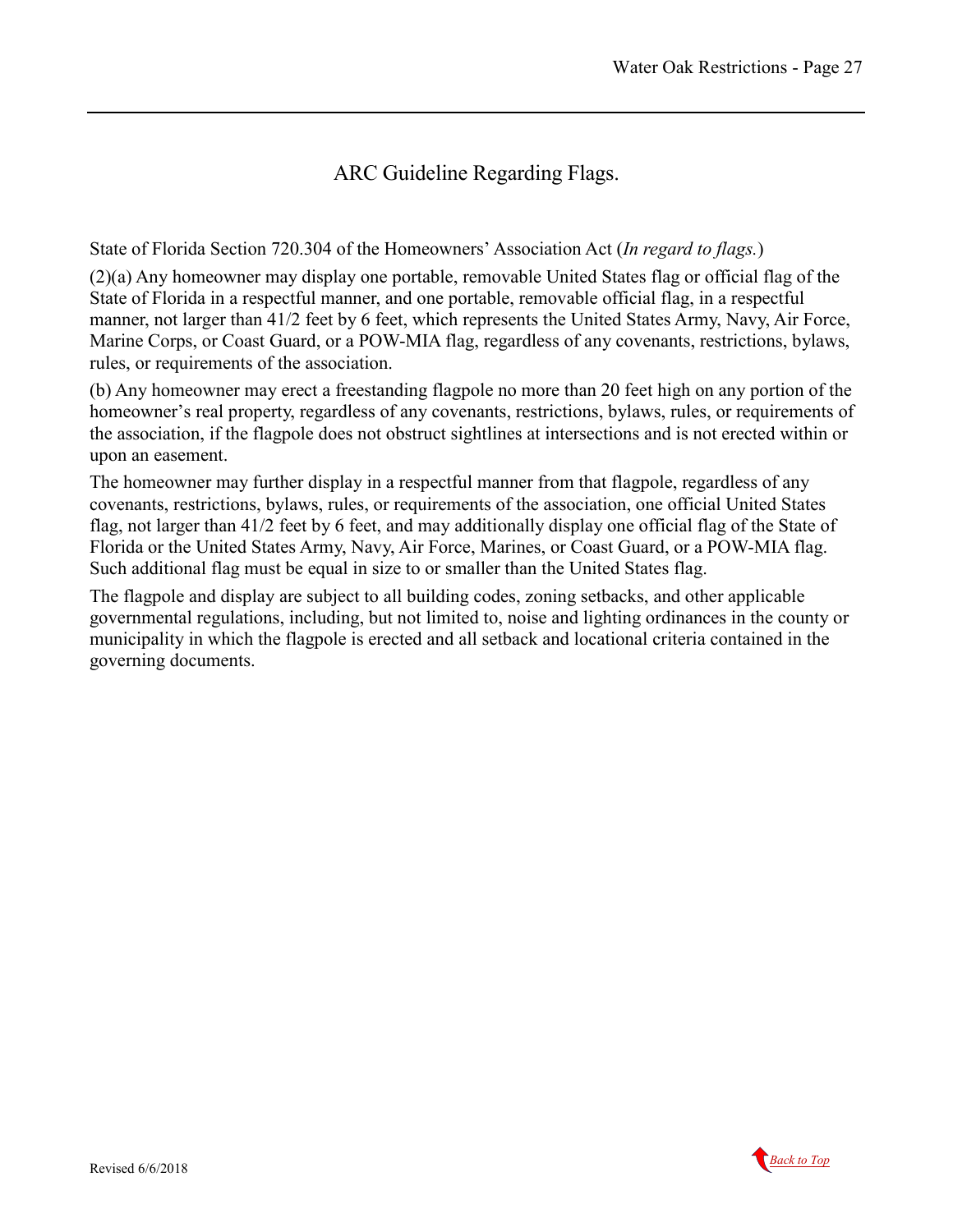## ARC Guideline Regarding Flags.

State of Florida Section 720.304 of the Homeowners' Association Act (*In regard to flags.*)

(2)(a) Any homeowner may display one portable, removable United States flag or official flag of the State of Florida in a respectful manner, and one portable, removable official flag, in a respectful manner, not larger than 41/2 feet by 6 feet, which represents the United States Army, Navy, Air Force, Marine Corps, or Coast Guard, or a POW-MIA flag, regardless of any covenants, restrictions, bylaws, rules, or requirements of the association.

(b) Any homeowner may erect a freestanding flagpole no more than 20 feet high on any portion of the homeowner's real property, regardless of any covenants, restrictions, bylaws, rules, or requirements of the association, if the flagpole does not obstruct sightlines at intersections and is not erected within or upon an easement.

The homeowner may further display in a respectful manner from that flagpole, regardless of any covenants, restrictions, bylaws, rules, or requirements of the association, one official United States flag, not larger than 41/2 feet by 6 feet, and may additionally display one official flag of the State of Florida or the United States Army, Navy, Air Force, Marines, or Coast Guard, or a POW-MIA flag. Such additional flag must be equal in size to or smaller than the United States flag.

The flagpole and display are subject to all building codes, zoning setbacks, and other applicable governmental regulations, including, but not limited to, noise and lighting ordinances in the county or municipality in which the flagpole is erected and all setback and locational criteria contained in the governing documents.

Revised 6/6/2018

Back to Top